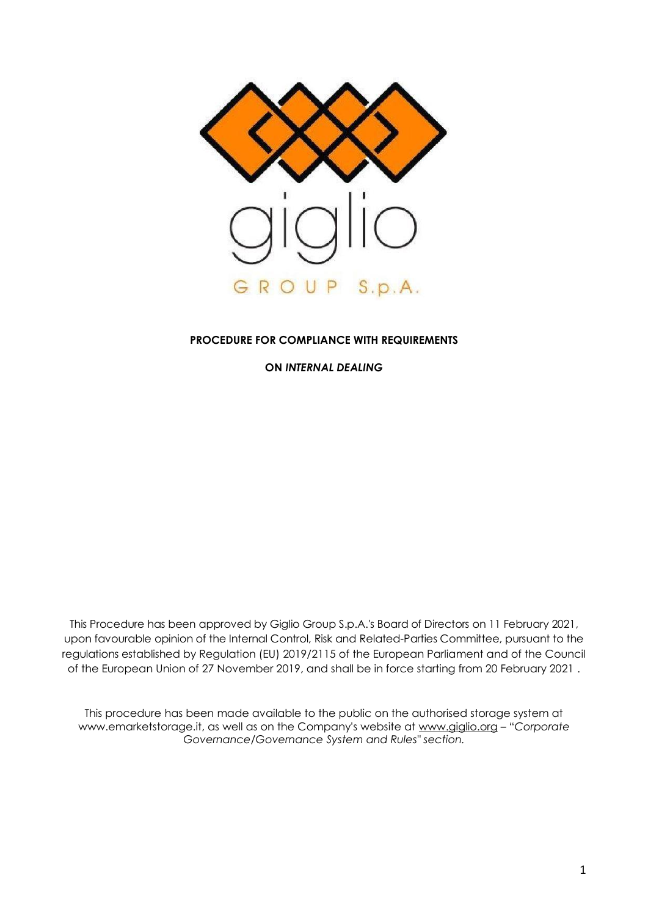**PROCEDURE FOR COMPLIANCE WITH REQUIREMENTS**

**ON *INTERNAL DEALING***

This Procedure has been approved by Giglio Group S.p.A.'s Board of Directors on 11 February 2021, upon favourable opinion of the Internal Control, Risk and Related-Parties Committee, pursuant to the regulations established by Regulation (EU) 2019/2115 of the European Parliament and of the Council of the European Union of 27 November 2019, and shall be in force starting from 20 February 2021 .

This procedure has been made available to the public on the authorised storage system at www.emarketstorage.it, as well as on the Company's website at www.giglio.org – "*Corporate Governance/Governance System and Rules*" *section.*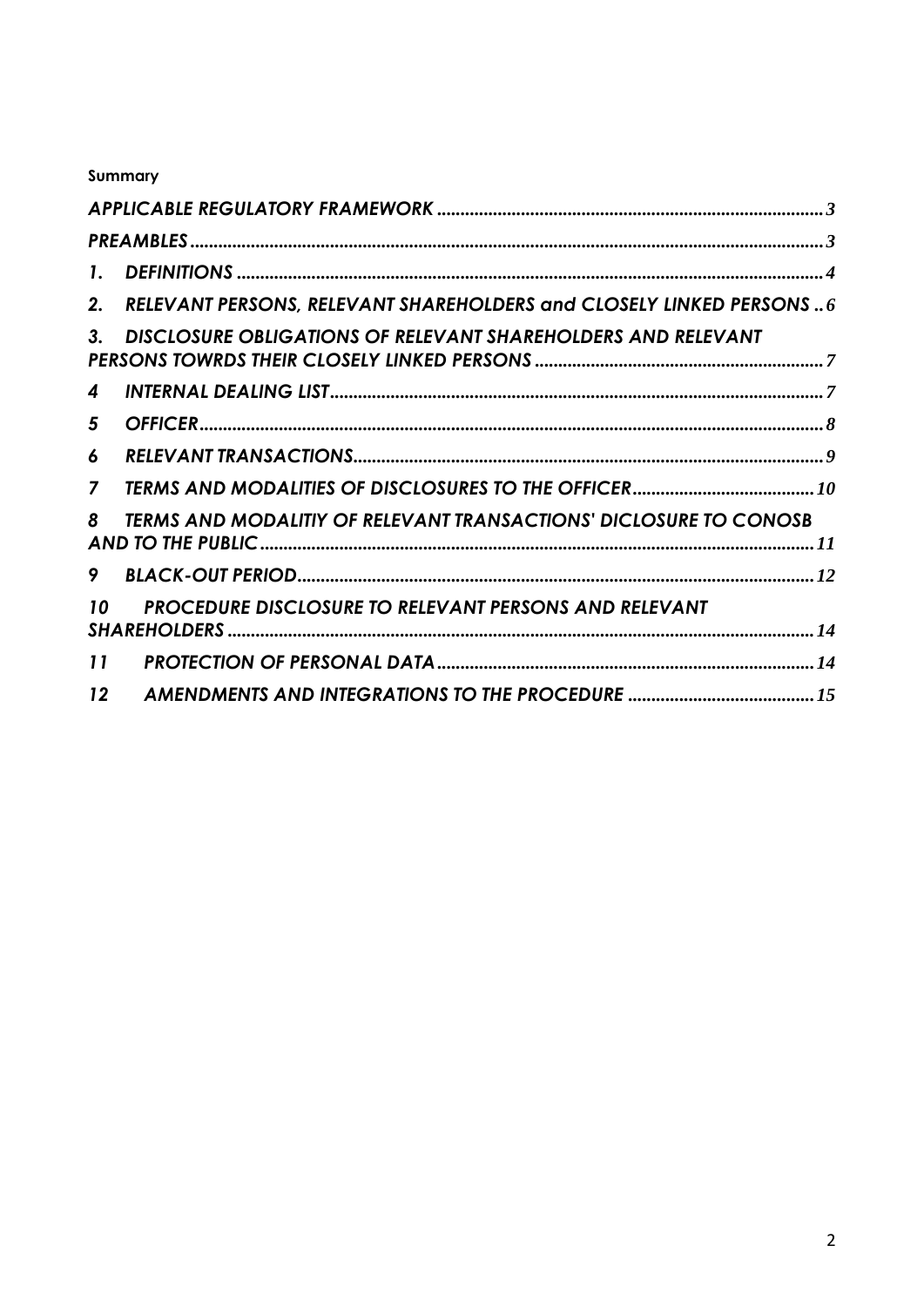**Summary**

*APPLICABLE REGULATORY FRAMEWORK* .................................................................................. 3

*PREAMBLES* ...................................................................................................................... 3

1. *DEFINITIONS* ................................................................................................................ 4
2. *RELEVANT PERSONS, RELEVANT SHAREHOLDERS and CLOSELY LINKED PERSONS* .. 6
3. *DISCLOSURE OBLIGATIONS OF RELEVANT SHAREHOLDERS AND RELEVANT PERSONS TOWRDS THEIR CLOSELY LINKED PERSONS* ............................................................. 7
4. *INTERNAL DEALING LIST* .......................................................................................... 7
5. *OFFICER* ..................................................................................................................... 8
6. *RELEVANT TRANSACTIONS* ..................................................................................... 9
7. *TERMS AND MODALITIES OF DISCLOSURES TO THE OFFICER* ...................................... 10
8. *TERMS AND MODALITIY OF RELEVANT TRANSACTIONS' DICLOSURE TO CONOSB AND TO THE PUBLIC* ...................................................................................................... 11
9. *BLACK-OUT PERIOD* ................................................................................................ 12
10. *PROCEDURE DISCLOSURE TO RELEVANT PERSONS AND RELEVANT SHAREHOLDERS* ............................................................................................................ 14
11. *PROTECTION OF PERSONAL DATA* ........................................................................... 14
12. *AMENDMENTS AND INTEGRATIONS TO THE PROCEDURE* ....................................... 15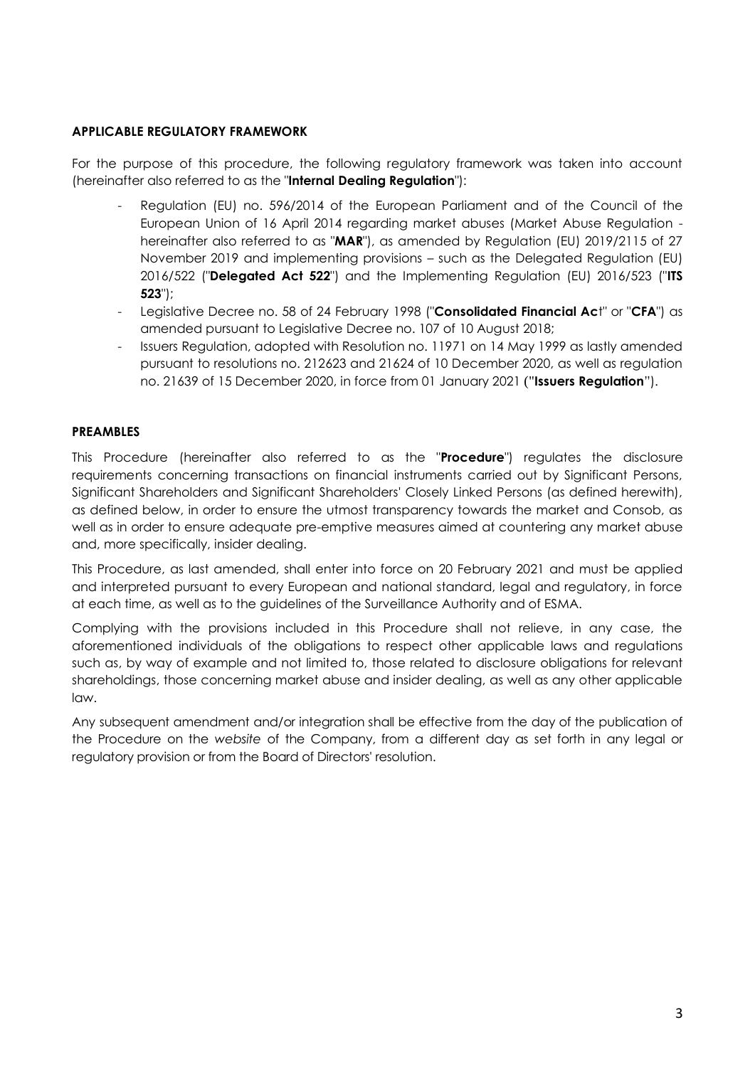## APPLICABLE REGULATORY FRAMEWORK

For the purpose of this procedure, the following regulatory framework was taken into account (hereinafter also referred to as the "**Internal Dealing Regulation**"):

- Regulation (EU) no. 596/2014 of the European Parliament and of the Council of the European Union of 16 April 2014 regarding market abuses (Market Abuse Regulation - hereinafter also referred to as "**MAR**"), as amended by Regulation (EU) 2019/2115 of 27 November 2019 and implementing provisions – such as the Delegated Regulation (EU) 2016/522 ("**Delegated Act 522**") and the Implementing Regulation (EU) 2016/523 ("**ITS 523**");
- Legislative Decree no. 58 of 24 February 1998 ("**Consolidated Financial Act**" or "**CFA**") as amended pursuant to Legislative Decree no. 107 of 10 August 2018;
- Issuers Regulation, adopted with Resolution no. 11971 on 14 May 1999 as lastly amended pursuant to resolutions no. 212623 and 21624 of 10 December 2020, as well as regulation no. 21639 of 15 December 2020, in force from 01 January 2021 ("**Issuers Regulation**").

## PREAMBLES

This Procedure (hereinafter also referred to as the "**Procedure**") regulates the disclosure requirements concerning transactions on financial instruments carried out by Significant Persons, Significant Shareholders and Significant Shareholders' Closely Linked Persons (as defined herewith), as defined below, in order to ensure the utmost transparency towards the market and Consob, as well as in order to ensure adequate pre-emptive measures aimed at countering any market abuse and, more specifically, insider dealing.

This Procedure, as last amended, shall enter into force on 20 February 2021 and must be applied and interpreted pursuant to every European and national standard, legal and regulatory, in force at each time, as well as to the guidelines of the Surveillance Authority and of ESMA.

Complying with the provisions included in this Procedure shall not relieve, in any case, the aforementioned individuals of the obligations to respect other applicable laws and regulations such as, by way of example and not limited to, those related to disclosure obligations for relevant shareholdings, those concerning market abuse and insider dealing, as well as any other applicable law.

Any subsequent amendment and/or integration shall be effective from the day of the publication of the Procedure on the *website* of the Company, from a different day as set forth in any legal or regulatory provision or from the Board of Directors' resolution.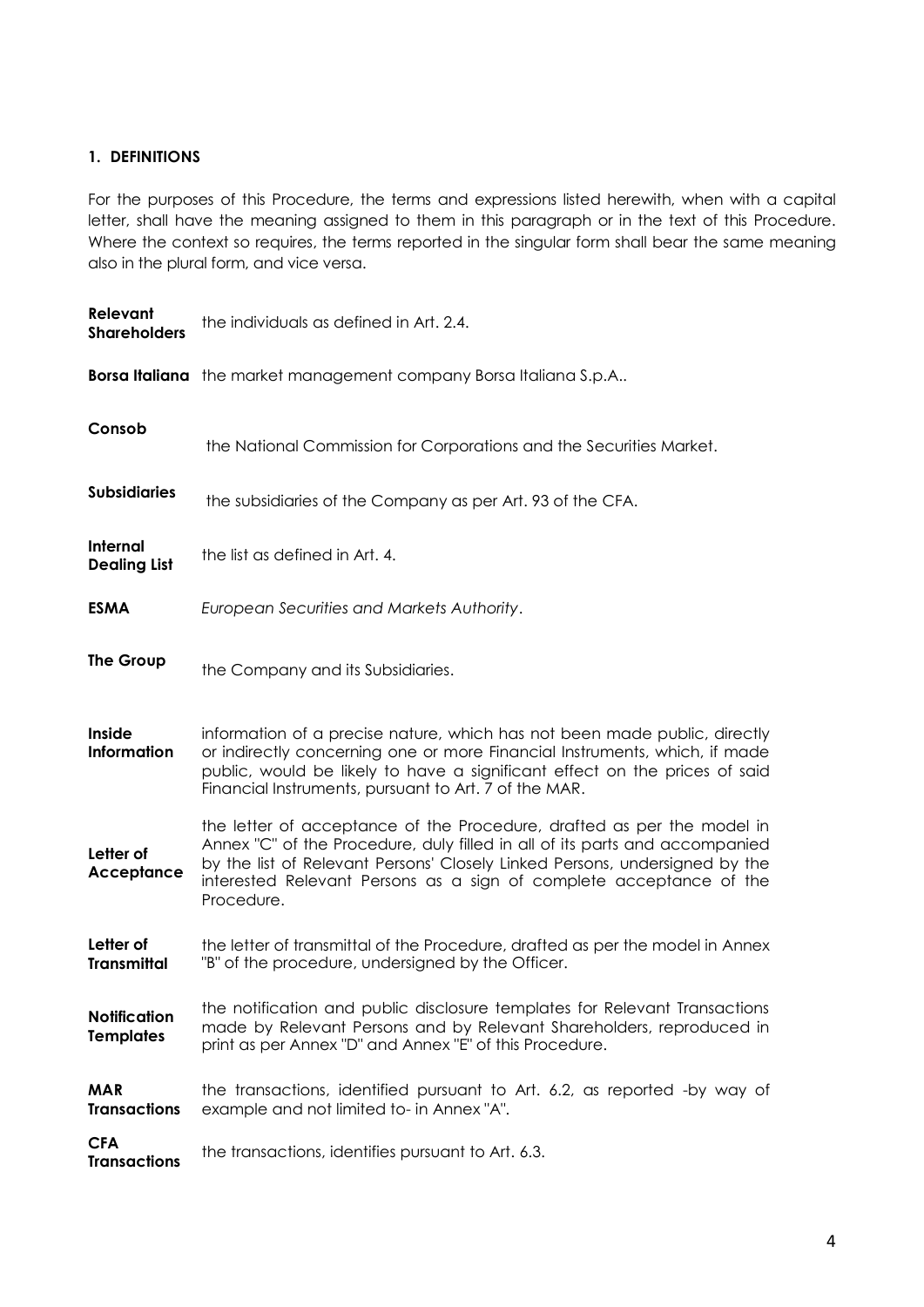### 1. DEFINITIONS

For the purposes of this Procedure, the terms and expressions listed herewith, when with a capital letter, shall have the meaning assigned to them in this paragraph or in the text of this Procedure. Where the context so requires, the terms reported in the singular form shall bear the same meaning also in the plural form, and vice versa.

| | |
|---|---|
| **Relevant Shareholders** | the individuals as defined in Art. 2.4. |
| **Borsa Italiana** | the market management company Borsa Italiana S.p.A.. |
| **Consob** | the National Commission for Corporations and the Securities Market. |
| **Subsidiaries** | the subsidiaries of the Company as per Art. 93 of the CFA. |
| **Internal Dealing List** | the list as defined in Art. 4. |
| **ESMA** | *European Securities and Markets Authority*. |
| **The Group** | the Company and its Subsidiaries. |
| **Inside Information** | information of a precise nature, which has not been made public, directly or indirectly concerning one or more Financial Instruments, which, if made public, would be likely to have a significant effect on the prices of said Financial Instruments, pursuant to Art. 7 of the MAR. |
| **Letter of Acceptance** | the letter of acceptance of the Procedure, drafted as per the model in Annex "C" of the Procedure, duly filled in all of its parts and accompanied by the list of Relevant Persons' Closely Linked Persons, undersigned by the interested Relevant Persons as a sign of complete acceptance of the Procedure. |
| **Letter of Transmittal** | the letter of transmittal of the Procedure, drafted as per the model in Annex "B" of the procedure, undersigned by the Officer. |
| **Notification Templates** | the notification and public disclosure templates for Relevant Transactions made by Relevant Persons and by Relevant Shareholders, reproduced in print as per Annex "D" and Annex "E" of this Procedure. |
| **MAR Transactions** | the transactions, identified pursuant to Art. 6.2, as reported -by way of example and not limited to- in Annex "A". |
| **CFA Transactions** | the transactions, identifies pursuant to Art. 6.3. |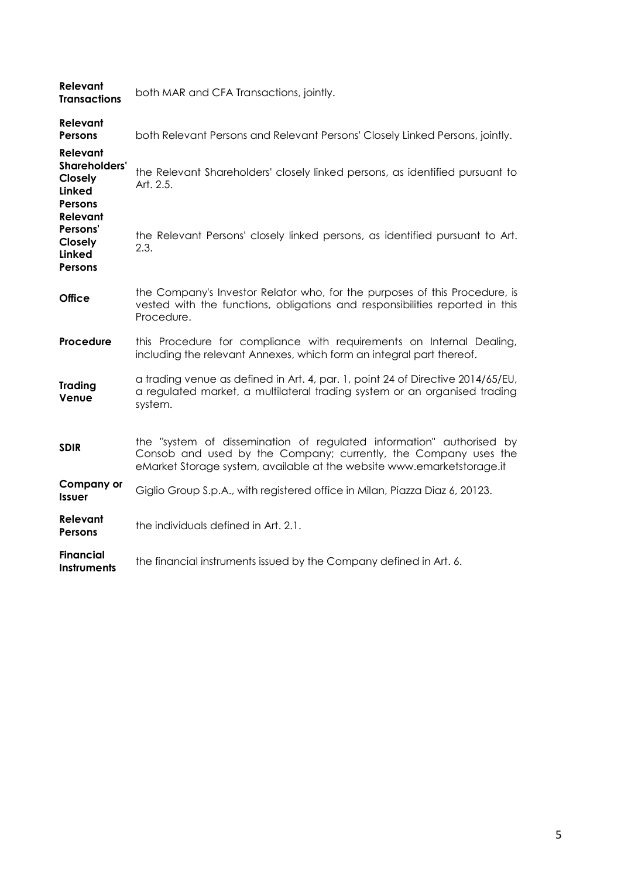| | |
|---|---|
| **Relevant Transactions** | both MAR and CFA Transactions, jointly. |
| **Relevant Persons** | both Relevant Persons and Relevant Persons' Closely Linked Persons, jointly. |
| **Relevant Shareholders' Closely Linked Persons** | the Relevant Shareholders' closely linked persons, as identified pursuant to Art. 2.5. |
| **Relevant Persons' Closely Linked Persons** | the Relevant Persons' closely linked persons, as identified pursuant to Art. 2.3. |
| **Office** | the Company's Investor Relator who, for the purposes of this Procedure, is vested with the functions, obligations and responsibilities reported in this Procedure. |
| **Procedure** | this Procedure for compliance with requirements on Internal Dealing, including the relevant Annexes, which form an integral part thereof. |
| **Trading Venue** | a trading venue as defined in Art. 4, par. 1, point 24 of Directive 2014/65/EU, a regulated market, a multilateral trading system or an organised trading system. |
| **SDIR** | the "system of dissemination of regulated information" authorised by Consob and used by the Company; currently, the Company uses the eMarket Storage system, available at the website www.emarketstorage.it |
| **Company or Issuer** | Giglio Group S.p.A., with registered office in Milan, Piazza Diaz 6, 20123. |
| **Relevant Persons** | the individuals defined in Art. 2.1. |
| **Financial Instruments** | the financial instruments issued by the Company defined in Art. 6. |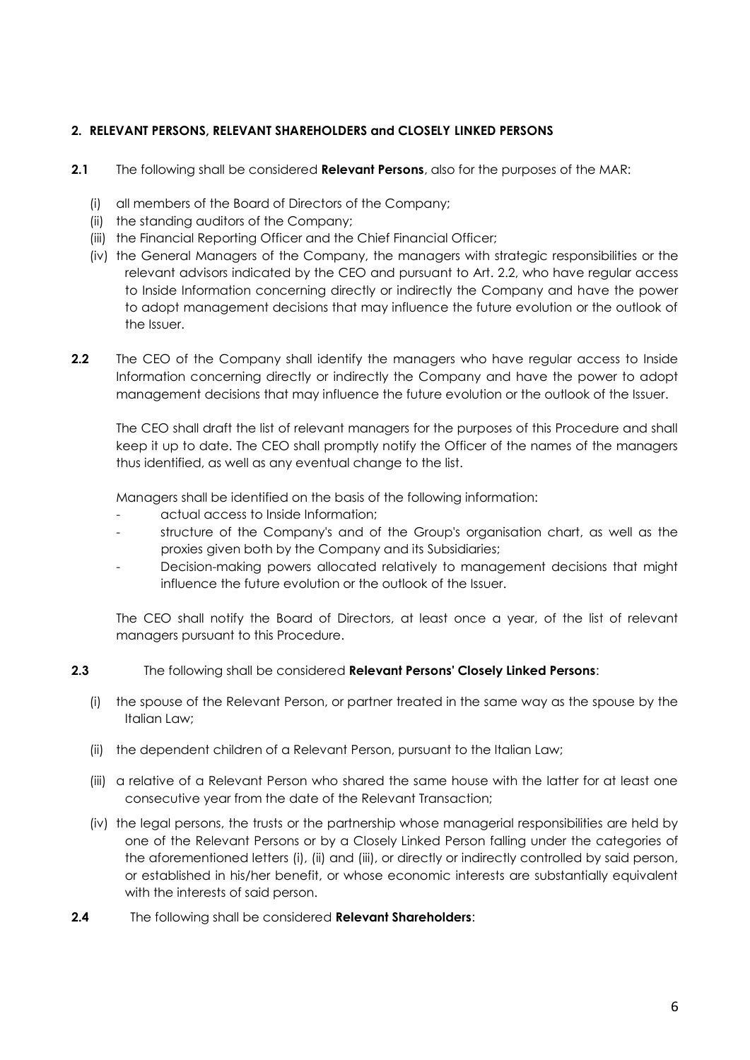## 2. RELEVANT PERSONS, RELEVANT SHAREHOLDERS and CLOSELY LINKED PERSONS

**2.1** The following shall be considered **Relevant Persons**, also for the purposes of the MAR:

(i) all members of the Board of Directors of the Company;

(ii) the standing auditors of the Company;

(iii) the Financial Reporting Officer and the Chief Financial Officer;

(iv) the General Managers of the Company, the managers with strategic responsibilities or the relevant advisors indicated by the CEO and pursuant to Art. 2.2, who have regular access to Inside Information concerning directly or indirectly the Company and have the power to adopt management decisions that may influence the future evolution or the outlook of the Issuer.

**2.2** The CEO of the Company shall identify the managers who have regular access to Inside Information concerning directly or indirectly the Company and have the power to adopt management decisions that may influence the future evolution or the outlook of the Issuer.

The CEO shall draft the list of relevant managers for the purposes of this Procedure and shall keep it up to date. The CEO shall promptly notify the Officer of the names of the managers thus identified, as well as any eventual change to the list.

Managers shall be identified on the basis of the following information:

- actual access to Inside Information;
- structure of the Company's and of the Group's organisation chart, as well as the proxies given both by the Company and its Subsidiaries;
- Decision-making powers allocated relatively to management decisions that might influence the future evolution or the outlook of the Issuer.

The CEO shall notify the Board of Directors, at least once a year, of the list of relevant managers pursuant to this Procedure.

**2.3** The following shall be considered **Relevant Persons' Closely Linked Persons**:

(i) the spouse of the Relevant Person, or partner treated in the same way as the spouse by the Italian Law;

(ii) the dependent children of a Relevant Person, pursuant to the Italian Law;

(iii) a relative of a Relevant Person who shared the same house with the latter for at least one consecutive year from the date of the Relevant Transaction;

(iv) the legal persons, the trusts or the partnership whose managerial responsibilities are held by one of the Relevant Persons or by a Closely Linked Person falling under the categories of the aforementioned letters (i), (ii) and (iii), or directly or indirectly controlled by said person, or established in his/her benefit, or whose economic interests are substantially equivalent with the interests of said person.

**2.4** The following shall be considered **Relevant Shareholders**: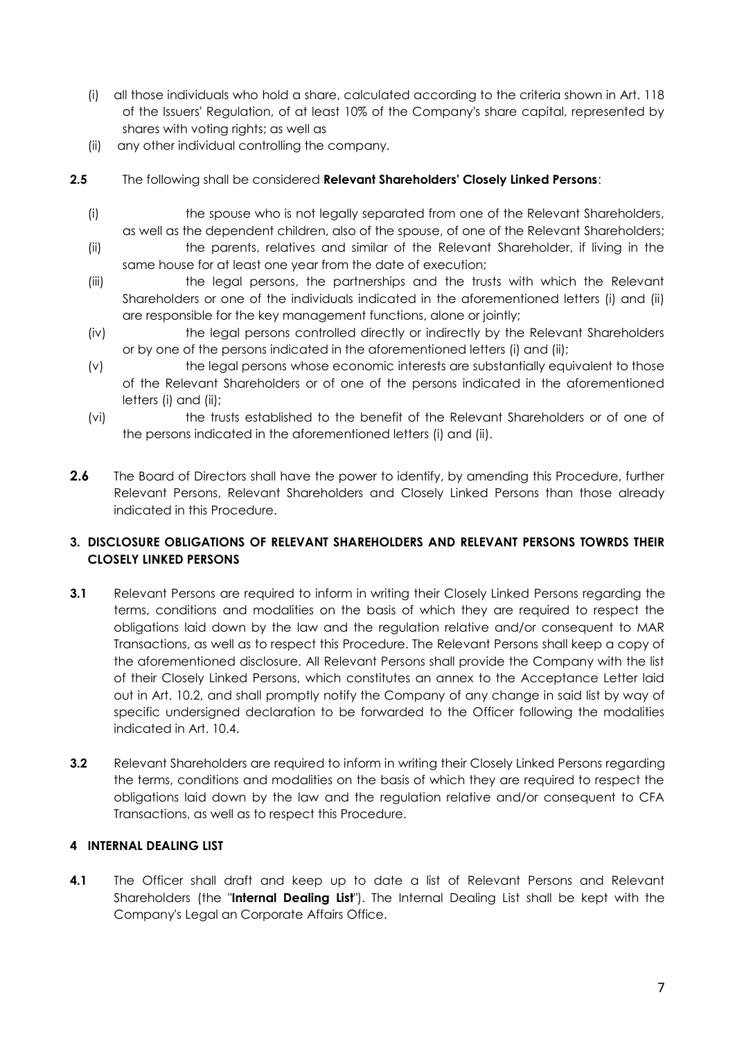(i) all those individuals who hold a share, calculated according to the criteria shown in Art. 118 of the Issuers' Regulation, of at least 10% of the Company's share capital, represented by shares with voting rights; as well as

(ii) any other individual controlling the company.

**2.5** The following shall be considered **Relevant Shareholders' Closely Linked Persons**:

(i) the spouse who is not legally separated from one of the Relevant Shareholders, as well as the dependent children, also of the spouse, of one of the Relevant Shareholders;

(ii) the parents, relatives and similar of the Relevant Shareholder, if living in the same house for at least one year from the date of execution;

(iii) the legal persons, the partnerships and the trusts with which the Relevant Shareholders or one of the individuals indicated in the aforementioned letters (i) and (ii) are responsible for the key management functions, alone or jointly;

(iv) the legal persons controlled directly or indirectly by the Relevant Shareholders or by one of the persons indicated in the aforementioned letters (i) and (ii);

(v) the legal persons whose economic interests are substantially equivalent to those of the Relevant Shareholders or of one of the persons indicated in the aforementioned letters (i) and (ii);

(vi) the trusts established to the benefit of the Relevant Shareholders or of one of the persons indicated in the aforementioned letters (i) and (ii).

**2.6** The Board of Directors shall have the power to identify, by amending this Procedure, further Relevant Persons, Relevant Shareholders and Closely Linked Persons than those already indicated in this Procedure.

## 3. DISCLOSURE OBLIGATIONS OF RELEVANT SHAREHOLDERS AND RELEVANT PERSONS TOWRDS THEIR CLOSELY LINKED PERSONS

**3.1** Relevant Persons are required to inform in writing their Closely Linked Persons regarding the terms, conditions and modalities on the basis of which they are required to respect the obligations laid down by the law and the regulation relative and/or consequent to MAR Transactions, as well as to respect this Procedure. The Relevant Persons shall keep a copy of the aforementioned disclosure. All Relevant Persons shall provide the Company with the list of their Closely Linked Persons, which constitutes an annex to the Acceptance Letter laid out in Art. 10.2, and shall promptly notify the Company of any change in said list by way of specific undersigned declaration to be forwarded to the Officer following the modalities indicated in Art. 10.4.

**3.2** Relevant Shareholders are required to inform in writing their Closely Linked Persons regarding the terms, conditions and modalities on the basis of which they are required to respect the obligations laid down by the law and the regulation relative and/or consequent to CFA Transactions, as well as to respect this Procedure.

## 4 INTERNAL DEALING LIST

**4.1** The Officer shall draft and keep up to date a list of Relevant Persons and Relevant Shareholders (the "**Internal Dealing List**"). The Internal Dealing List shall be kept with the Company's Legal an Corporate Affairs Office.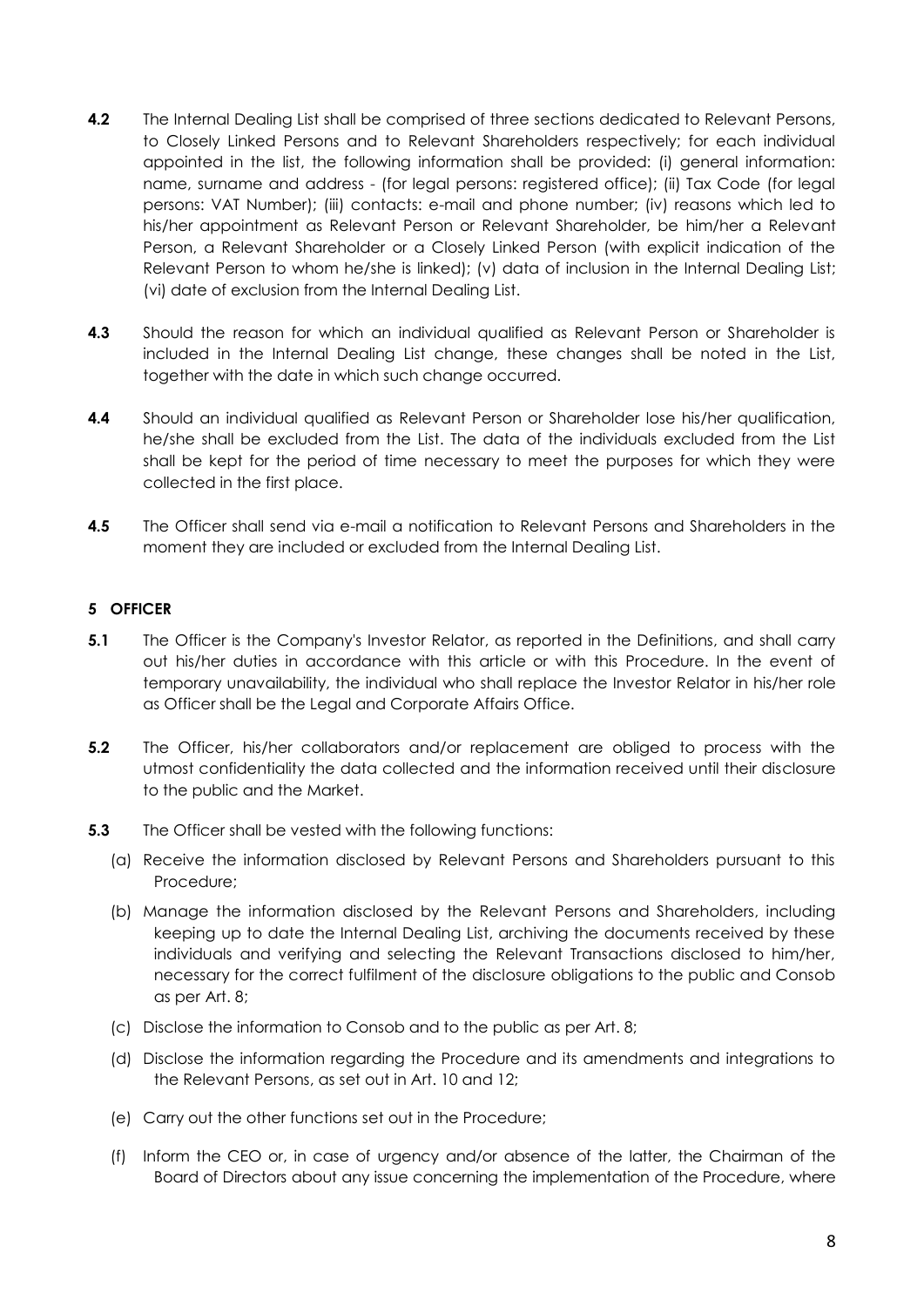**4.2** The Internal Dealing List shall be comprised of three sections dedicated to Relevant Persons, to Closely Linked Persons and to Relevant Shareholders respectively; for each individual appointed in the list, the following information shall be provided: (i) general information: name, surname and address - (for legal persons: registered office); (ii) Tax Code (for legal persons: VAT Number); (iii) contacts: e-mail and phone number; (iv) reasons which led to his/her appointment as Relevant Person or Relevant Shareholder, be him/her a Relevant Person, a Relevant Shareholder or a Closely Linked Person (with explicit indication of the Relevant Person to whom he/she is linked); (v) data of inclusion in the Internal Dealing List; (vi) date of exclusion from the Internal Dealing List.

**4.3** Should the reason for which an individual qualified as Relevant Person or Shareholder is included in the Internal Dealing List change, these changes shall be noted in the List, together with the date in which such change occurred.

**4.4** Should an individual qualified as Relevant Person or Shareholder lose his/her qualification, he/she shall be excluded from the List. The data of the individuals excluded from the List shall be kept for the period of time necessary to meet the purposes for which they were collected in the first place.

**4.5** The Officer shall send via e-mail a notification to Relevant Persons and Shareholders in the moment they are included or excluded from the Internal Dealing List.

## 5 OFFICER

**5.1** The Officer is the Company's Investor Relator, as reported in the Definitions, and shall carry out his/her duties in accordance with this article or with this Procedure. In the event of temporary unavailability, the individual who shall replace the Investor Relator in his/her role as Officer shall be the Legal and Corporate Affairs Office.

**5.2** The Officer, his/her collaborators and/or replacement are obliged to process with the utmost confidentiality the data collected and the information received until their disclosure to the public and the Market.

**5.3** The Officer shall be vested with the following functions:

(a) Receive the information disclosed by Relevant Persons and Shareholders pursuant to this Procedure;

(b) Manage the information disclosed by the Relevant Persons and Shareholders, including keeping up to date the Internal Dealing List, archiving the documents received by these individuals and verifying and selecting the Relevant Transactions disclosed to him/her, necessary for the correct fulfilment of the disclosure obligations to the public and Consob as per Art. 8;

(c) Disclose the information to Consob and to the public as per Art. 8;

(d) Disclose the information regarding the Procedure and its amendments and integrations to the Relevant Persons, as set out in Art. 10 and 12;

(e) Carry out the other functions set out in the Procedure;

(f) Inform the CEO or, in case of urgency and/or absence of the latter, the Chairman of the Board of Directors about any issue concerning the implementation of the Procedure, where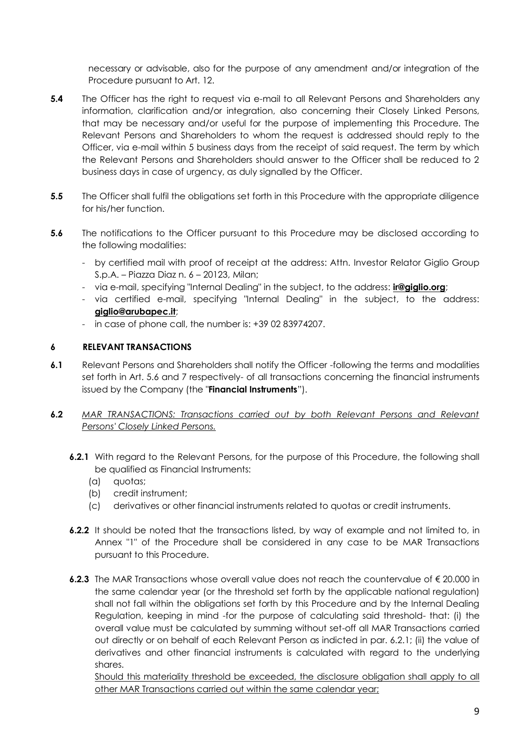necessary or advisable, also for the purpose of any amendment and/or integration of the Procedure pursuant to Art. 12.

**5.4** The Officer has the right to request via e-mail to all Relevant Persons and Shareholders any information, clarification and/or integration, also concerning their Closely Linked Persons, that may be necessary and/or useful for the purpose of implementing this Procedure. The Relevant Persons and Shareholders to whom the request is addressed should reply to the Officer, via e-mail within 5 business days from the receipt of said request. The term by which the Relevant Persons and Shareholders should answer to the Officer shall be reduced to 2 business days in case of urgency, as duly signalled by the Officer.

**5.5** The Officer shall fulfil the obligations set forth in this Procedure with the appropriate diligence for his/her function.

**5.6** The notifications to the Officer pursuant to this Procedure may be disclosed according to the following modalities:

- by certified mail with proof of receipt at the address: Attn. Investor Relator Giglio Group S.p.A. – Piazza Diaz n. 6 – 20123, Milan;
- via e-mail, specifying "Internal Dealing" in the subject, to the address: **ir@giglio.org**;
- via certified e-mail, specifying "Internal Dealing" in the subject, to the address: **giglio@arubapec.it**;
- in case of phone call, the number is: +39 02 83974207.

## 6 RELEVANT TRANSACTIONS

**6.1** Relevant Persons and Shareholders shall notify the Officer -following the terms and modalities set forth in Art. 5.6 and 7 respectively- of all transactions concerning the financial instruments issued by the Company (the "**Financial Instruments**").

**6.2** *MAR TRANSACTIONS: Transactions carried out by both Relevant Persons and Relevant Persons' Closely Linked Persons.*

**6.2.1** With regard to the Relevant Persons, for the purpose of this Procedure, the following shall be qualified as Financial Instruments:

(a) quotas;
(b) credit instrument;
(c) derivatives or other financial instruments related to quotas or credit instruments.

**6.2.2** It should be noted that the transactions listed, by way of example and not limited to, in Annex "1" of the Procedure shall be considered in any case to be MAR Transactions pursuant to this Procedure.

**6.2.3** The MAR Transactions whose overall value does not reach the countervalue of € 20.000 in the same calendar year (or the threshold set forth by the applicable national regulation) shall not fall within the obligations set forth by this Procedure and by the Internal Dealing Regulation, keeping in mind -for the purpose of calculating said threshold- that: (i) the overall value must be calculated by summing without set-off all MAR Transactions carried out directly or on behalf of each Relevant Person as indicted in par. 6.2.1; (ii) the value of derivatives and other financial instruments is calculated with regard to the underlying shares.

<u>Should this materiality threshold be exceeded, the disclosure obligation shall apply to all other MAR Transactions carried out within the same calendar year;</u>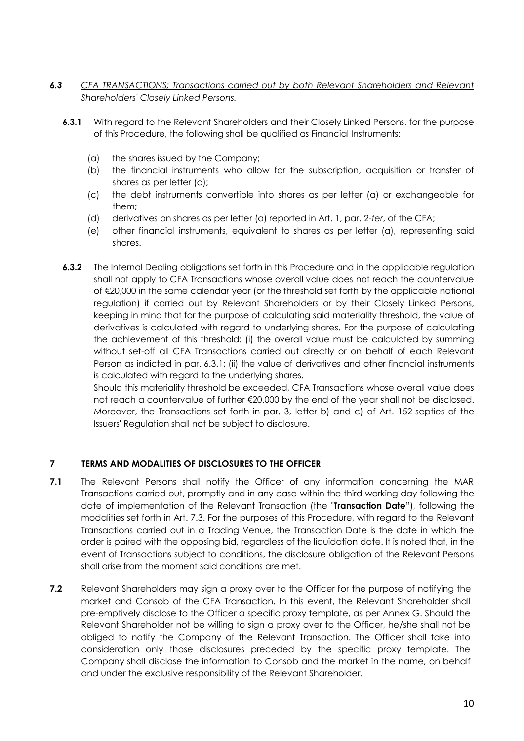**6.3** *CFA TRANSACTIONS; Transactions carried out by both Relevant Shareholders and Relevant Shareholders' Closely Linked Persons.*

**6.3.1** With regard to the Relevant Shareholders and their Closely Linked Persons, for the purpose of this Procedure, the following shall be qualified as Financial Instruments:

(a) the shares issued by the Company;

(b) the financial instruments who allow for the subscription, acquisition or transfer of shares as per letter (a);

(c) the debt instruments convertible into shares as per letter (a) or exchangeable for them;

(d) derivatives on shares as per letter (a) reported in Art. 1, par. 2-*ter*, of the CFA;

(e) other financial instruments, equivalent to shares as per letter (a), representing said shares.

**6.3.2** The Internal Dealing obligations set forth in this Procedure and in the applicable regulation shall not apply to CFA Transactions whose overall value does not reach the countervalue of €20,000 in the same calendar year (or the threshold set forth by the applicable national regulation) if carried out by Relevant Shareholders or by their Closely Linked Persons, keeping in mind that for the purpose of calculating said materiality threshold, the value of derivatives is calculated with regard to underlying shares. For the purpose of calculating the achievement of this threshold: (i) the overall value must be calculated by summing without set-off all CFA Transactions carried out directly or on behalf of each Relevant Person as indicted in par. 6.3.1; (ii) the value of derivatives and other financial instruments is calculated with regard to the underlying shares.

Should this materiality threshold be exceeded, CFA Transactions whose overall value does not reach a countervalue of further €20.000 by the end of the year shall not be disclosed. Moreover, the Transactions set forth in par. 3, letter b) and c) of Art. 152-septies of the Issuers' Regulation shall not be subject to disclosure.

## 7 TERMS AND MODALITIES OF DISCLOSURES TO THE OFFICER

**7.1** The Relevant Persons shall notify the Officer of any information concerning the MAR Transactions carried out, promptly and in any case within the third working day following the date of implementation of the Relevant Transaction (the "**Transaction Date**"), following the modalities set forth in Art. 7.3. For the purposes of this Procedure, with regard to the Relevant Transactions carried out in a Trading Venue, the Transaction Date is the date in which the order is paired with the opposing bid, regardless of the liquidation date. It is noted that, in the event of Transactions subject to conditions, the disclosure obligation of the Relevant Persons shall arise from the moment said conditions are met.

**7.2** Relevant Shareholders may sign a proxy over to the Officer for the purpose of notifying the market and Consob of the CFA Transaction. In this event, the Relevant Shareholder shall pre-emptively disclose to the Officer a specific proxy template, as per Annex G. Should the Relevant Shareholder not be willing to sign a proxy over to the Officer, he/she shall not be obliged to notify the Company of the Relevant Transaction. The Officer shall take into consideration only those disclosures preceded by the specific proxy template. The Company shall disclose the information to Consob and the market in the name, on behalf and under the exclusive responsibility of the Relevant Shareholder.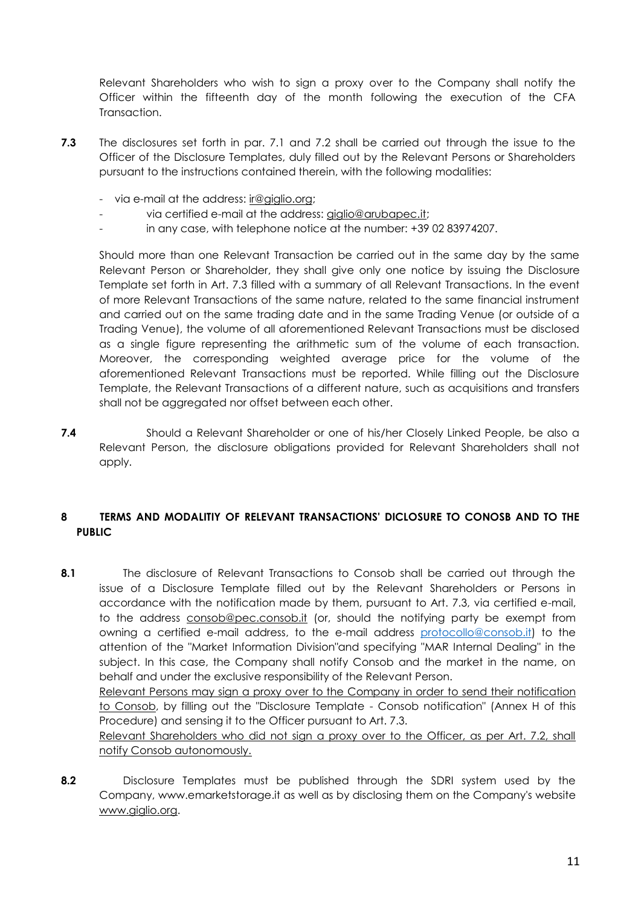Relevant Shareholders who wish to sign a proxy over to the Company shall notify the Officer within the fifteenth day of the month following the execution of the CFA Transaction.

**7.3** The disclosures set forth in par. 7.1 and 7.2 shall be carried out through the issue to the Officer of the Disclosure Templates, duly filled out by the Relevant Persons or Shareholders pursuant to the instructions contained therein, with the following modalities:

- via e-mail at the address: ir@giglio.org;
- via certified e-mail at the address: giglio@arubapec.it;
- in any case, with telephone notice at the number: +39 02 83974207.

Should more than one Relevant Transaction be carried out in the same day by the same Relevant Person or Shareholder, they shall give only one notice by issuing the Disclosure Template set forth in Art. 7.3 filled with a summary of all Relevant Transactions. In the event of more Relevant Transactions of the same nature, related to the same financial instrument and carried out on the same trading date and in the same Trading Venue (or outside of a Trading Venue), the volume of all aforementioned Relevant Transactions must be disclosed as a single figure representing the arithmetic sum of the volume of each transaction. Moreover, the corresponding weighted average price for the volume of the aforementioned Relevant Transactions must be reported. While filling out the Disclosure Template, the Relevant Transactions of a different nature, such as acquisitions and transfers shall not be aggregated nor offset between each other.

**7.4** Should a Relevant Shareholder or one of his/her Closely Linked People, be also a Relevant Person, the disclosure obligations provided for Relevant Shareholders shall not apply.

## 8 TERMS AND MODALITIY OF RELEVANT TRANSACTIONS' DICLOSURE TO CONOSB AND TO THE PUBLIC

**8.1** The disclosure of Relevant Transactions to Consob shall be carried out through the issue of a Disclosure Template filled out by the Relevant Shareholders or Persons in accordance with the notification made by them, pursuant to Art. 7.3, via certified e-mail, to the address consob@pec.consob.it (or, should the notifying party be exempt from owning a certified e-mail address, to the e-mail address protocollo@consob.it) to the attention of the "Market Information Division"and specifying "MAR Internal Dealing" in the subject. In this case, the Company shall notify Consob and the market in the name, on behalf and under the exclusive responsibility of the Relevant Person.
Relevant Persons may sign a proxy over to the Company in order to send their notification to Consob, by filling out the "Disclosure Template - Consob notification" (Annex H of this Procedure) and sensing it to the Officer pursuant to Art. 7.3.
Relevant Shareholders who did not sign a proxy over to the Officer, as per Art. 7.2, shall notify Consob autonomously.

**8.2** Disclosure Templates must be published through the SDRI system used by the Company, www.emarketstorage.it as well as by disclosing them on the Company's website www.giglio.org.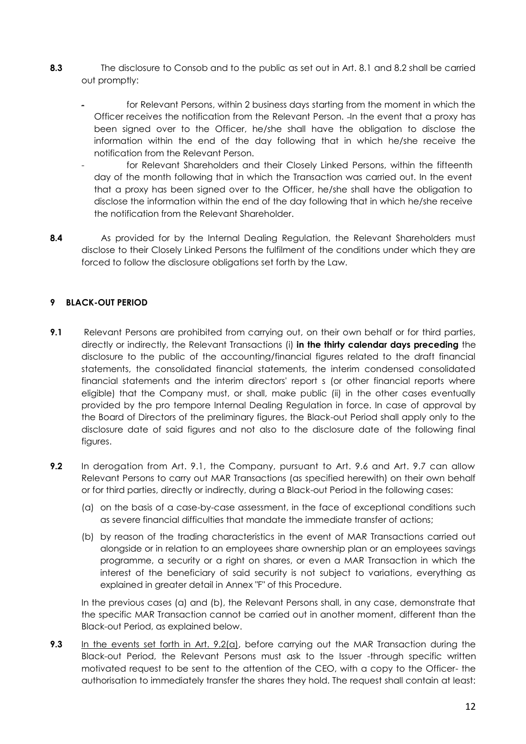**8.3** The disclosure to Consob and to the public as set out in Art. 8.1 and 8.2 shall be carried out promptly:

- for Relevant Persons, within 2 business days starting from the moment in which the Officer receives the notification from the Relevant Person. In the event that a proxy has been signed over to the Officer, he/she shall have the obligation to disclose the information within the end of the day following that in which he/she receive the notification from the Relevant Person.
- for Relevant Shareholders and their Closely Linked Persons, within the fifteenth day of the month following that in which the Transaction was carried out. In the event that a proxy has been signed over to the Officer, he/she shall have the obligation to disclose the information within the end of the day following that in which he/she receive the notification from the Relevant Shareholder.

**8.4** As provided for by the Internal Dealing Regulation, the Relevant Shareholders must disclose to their Closely Linked Persons the fulfilment of the conditions under which they are forced to follow the disclosure obligations set forth by the Law.

## 9 BLACK-OUT PERIOD

**9.1** Relevant Persons are prohibited from carrying out, on their own behalf or for third parties, directly or indirectly, the Relevant Transactions (i) **in the thirty calendar days preceding** the disclosure to the public of the accounting/financial figures related to the draft financial statements, the consolidated financial statements, the interim condensed consolidated financial statements and the interim directors' report s (or other financial reports where eligible) that the Company must, or shall, make public (ii) in the other cases eventually provided by the pro tempore Internal Dealing Regulation in force. In case of approval by the Board of Directors of the preliminary figures, the Black-out Period shall apply only to the disclosure date of said figures and not also to the disclosure date of the following final figures.

**9.2** In derogation from Art. 9.1, the Company, pursuant to Art. 9.6 and Art. 9.7 can allow Relevant Persons to carry out MAR Transactions (as specified herewith) on their own behalf or for third parties, directly or indirectly, during a Black-out Period in the following cases:

(a) on the basis of a case-by-case assessment, in the face of exceptional conditions such as severe financial difficulties that mandate the immediate transfer of actions;

(b) by reason of the trading characteristics in the event of MAR Transactions carried out alongside or in relation to an employees share ownership plan or an employees savings programme, a security or a right on shares, or even a MAR Transaction in which the interest of the beneficiary of said security is not subject to variations, everything as explained in greater detail in Annex "F" of this Procedure.

In the previous cases (a) and (b), the Relevant Persons shall, in any case, demonstrate that the specific MAR Transaction cannot be carried out in another moment, different than the Black-out Period, as explained below.

**9.3** In the events set forth in Art. 9.2(a), before carrying out the MAR Transaction during the Black-out Period, the Relevant Persons must ask to the Issuer -through specific written motivated request to be sent to the attention of the CEO, with a copy to the Officer- the authorisation to immediately transfer the shares they hold. The request shall contain at least: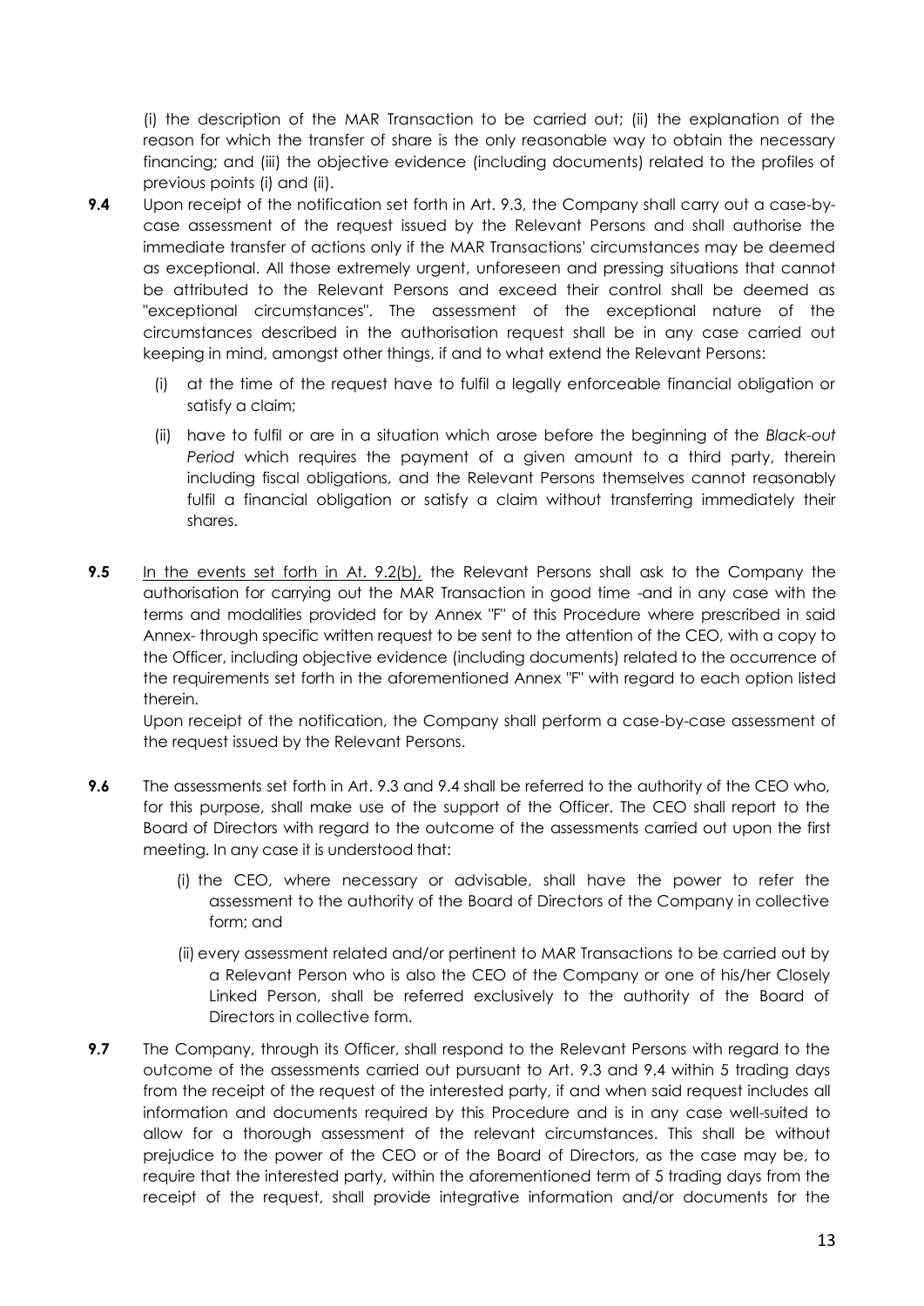(i) the description of the MAR Transaction to be carried out; (ii) the explanation of the reason for which the transfer of share is the only reasonable way to obtain the necessary financing; and (iii) the objective evidence (including documents) related to the profiles of previous points (i) and (ii).

**9.4** Upon receipt of the notification set forth in Art. 9.3, the Company shall carry out a case-by-case assessment of the request issued by the Relevant Persons and shall authorise the immediate transfer of actions only if the MAR Transactions' circumstances may be deemed as exceptional. All those extremely urgent, unforeseen and pressing situations that cannot be attributed to the Relevant Persons and exceed their control shall be deemed as "exceptional circumstances". The assessment of the exceptional nature of the circumstances described in the authorisation request shall be in any case carried out keeping in mind, amongst other things, if and to what extend the Relevant Persons:

(i) at the time of the request have to fulfil a legally enforceable financial obligation or satisfy a claim;

(ii) have to fulfil or are in a situation which arose before the beginning of the *Black-out Period* which requires the payment of a given amount to a third party, therein including fiscal obligations, and the Relevant Persons themselves cannot reasonably fulfil a financial obligation or satisfy a claim without transferring immediately their shares.

**9.5** In the events set forth in At. 9.2(b), the Relevant Persons shall ask to the Company the authorisation for carrying out the MAR Transaction in good time -and in any case with the terms and modalities provided for by Annex "F" of this Procedure where prescribed in said Annex- through specific written request to be sent to the attention of the CEO, with a copy to the Officer, including objective evidence (including documents) related to the occurrence of the requirements set forth in the aforementioned Annex "F" with regard to each option listed therein.

Upon receipt of the notification, the Company shall perform a case-by-case assessment of the request issued by the Relevant Persons.

**9.6** The assessments set forth in Art. 9.3 and 9.4 shall be referred to the authority of the CEO who, for this purpose, shall make use of the support of the Officer. The CEO shall report to the Board of Directors with regard to the outcome of the assessments carried out upon the first meeting. In any case it is understood that:

(i) the CEO, where necessary or advisable, shall have the power to refer the assessment to the authority of the Board of Directors of the Company in collective form; and

(ii) every assessment related and/or pertinent to MAR Transactions to be carried out by a Relevant Person who is also the CEO of the Company or one of his/her Closely Linked Person, shall be referred exclusively to the authority of the Board of Directors in collective form.

**9.7** The Company, through its Officer, shall respond to the Relevant Persons with regard to the outcome of the assessments carried out pursuant to Art. 9.3 and 9.4 within 5 trading days from the receipt of the request of the interested party, if and when said request includes all information and documents required by this Procedure and is in any case well-suited to allow for a thorough assessment of the relevant circumstances. This shall be without prejudice to the power of the CEO or of the Board of Directors, as the case may be, to require that the interested party, within the aforementioned term of 5 trading days from the receipt of the request, shall provide integrative information and/or documents for the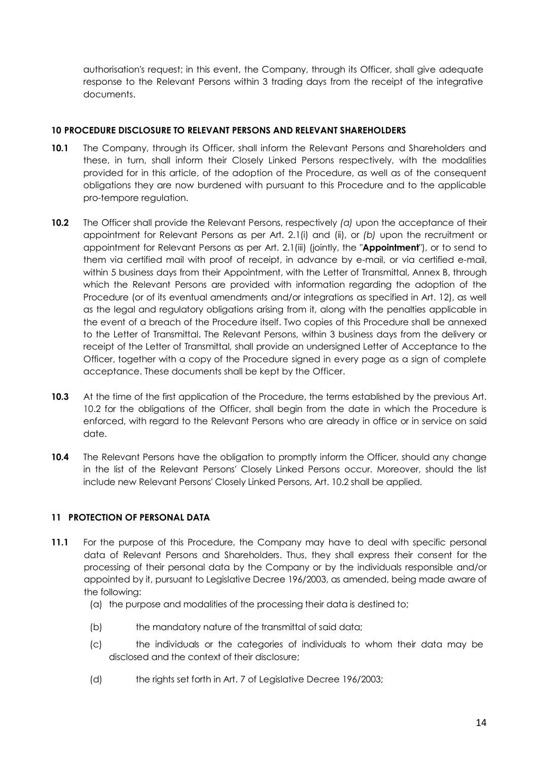authorisation's request; in this event, the Company, through its Officer, shall give adequate response to the Relevant Persons within 3 trading days from the receipt of the integrative documents.

## 10 PROCEDURE DISCLOSURE TO RELEVANT PERSONS AND RELEVANT SHAREHOLDERS

**10.1** The Company, through its Officer, shall inform the Relevant Persons and Shareholders and these, in turn, shall inform their Closely Linked Persons respectively, with the modalities provided for in this article, of the adoption of the Procedure, as well as of the consequent obligations they are now burdened with pursuant to this Procedure and to the applicable pro-tempore regulation.

**10.2** The Officer shall provide the Relevant Persons, respectively *(a)* upon the acceptance of their appointment for Relevant Persons as per Art. 2.1(i) and (ii), or *(b)* upon the recruitment or appointment for Relevant Persons as per Art. 2.1(iii) (jointly, the "**Appointment**"), or to send to them via certified mail with proof of receipt, in advance by e-mail, or via certified e-mail, within 5 business days from their Appointment, with the Letter of Transmittal, Annex B, through which the Relevant Persons are provided with information regarding the adoption of the Procedure (or of its eventual amendments and/or integrations as specified in Art. 12), as well as the legal and regulatory obligations arising from it, along with the penalties applicable in the event of a breach of the Procedure itself. Two copies of this Procedure shall be annexed to the Letter of Transmittal. The Relevant Persons, within 3 business days from the delivery or receipt of the Letter of Transmittal, shall provide an undersigned Letter of Acceptance to the Officer, together with a copy of the Procedure signed in every page as a sign of complete acceptance. These documents shall be kept by the Officer.

**10.3** At the time of the first application of the Procedure, the terms established by the previous Art. 10.2 for the obligations of the Officer, shall begin from the date in which the Procedure is enforced, with regard to the Relevant Persons who are already in office or in service on said date.

**10.4** The Relevant Persons have the obligation to promptly inform the Officer, should any change in the list of the Relevant Persons' Closely Linked Persons occur. Moreover, should the list include new Relevant Persons' Closely Linked Persons, Art. 10.2 shall be applied.

## 11 PROTECTION OF PERSONAL DATA

**11.1** For the purpose of this Procedure, the Company may have to deal with specific personal data of Relevant Persons and Shareholders. Thus, they shall express their consent for the processing of their personal data by the Company or by the individuals responsible and/or appointed by it, pursuant to Legislative Decree 196/2003, as amended, being made aware of the following:

(a) the purpose and modalities of the processing their data is destined to;

(b) the mandatory nature of the transmittal of said data;

(c) the individuals or the categories of individuals to whom their data may be disclosed and the context of their disclosure;

(d) the rights set forth in Art. 7 of Legislative Decree 196/2003;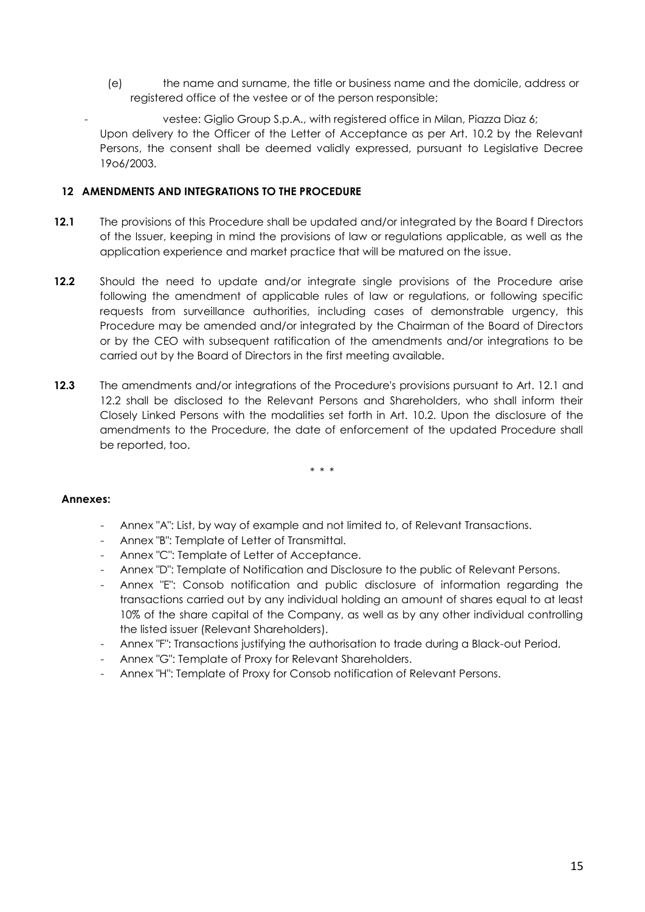(e) the name and surname, the title or business name and the domicile, address or registered office of the vestee or of the person responsible;

- vestee: Giglio Group S.p.A., with registered office in Milan, Piazza Diaz 6;

Upon delivery to the Officer of the Letter of Acceptance as per Art. 10.2 by the Relevant Persons, the consent shall be deemed validly expressed, pursuant to Legislative Decree 19o6/2003.

## 12 AMENDMENTS AND INTEGRATIONS TO THE PROCEDURE

**12.1** The provisions of this Procedure shall be updated and/or integrated by the Board f Directors of the Issuer, keeping in mind the provisions of law or regulations applicable, as well as the application experience and market practice that will be matured on the issue.

**12.2** Should the need to update and/or integrate single provisions of the Procedure arise following the amendment of applicable rules of law or regulations, or following specific requests from surveillance authorities, including cases of demonstrable urgency, this Procedure may be amended and/or integrated by the Chairman of the Board of Directors or by the CEO with subsequent ratification of the amendments and/or integrations to be carried out by the Board of Directors in the first meeting available.

**12.3** The amendments and/or integrations of the Procedure's provisions pursuant to Art. 12.1 and 12.2 shall be disclosed to the Relevant Persons and Shareholders, who shall inform their Closely Linked Persons with the modalities set forth in Art. 10.2. Upon the disclosure of the amendments to the Procedure, the date of enforcement of the updated Procedure shall be reported, too.

\* \* \*

**Annexes:**

- Annex "A": List, by way of example and not limited to, of Relevant Transactions.
- Annex "B": Template of Letter of Transmittal.
- Annex "C": Template of Letter of Acceptance.
- Annex "D": Template of Notification and Disclosure to the public of Relevant Persons.
- Annex "E": Consob notification and public disclosure of information regarding the transactions carried out by any individual holding an amount of shares equal to at least 10% of the share capital of the Company, as well as by any other individual controlling the listed issuer (Relevant Shareholders).
- Annex "F": Transactions justifying the authorisation to trade during a Black-out Period.
- Annex "G": Template of Proxy for Relevant Shareholders.
- Annex "H": Template of Proxy for Consob notification of Relevant Persons.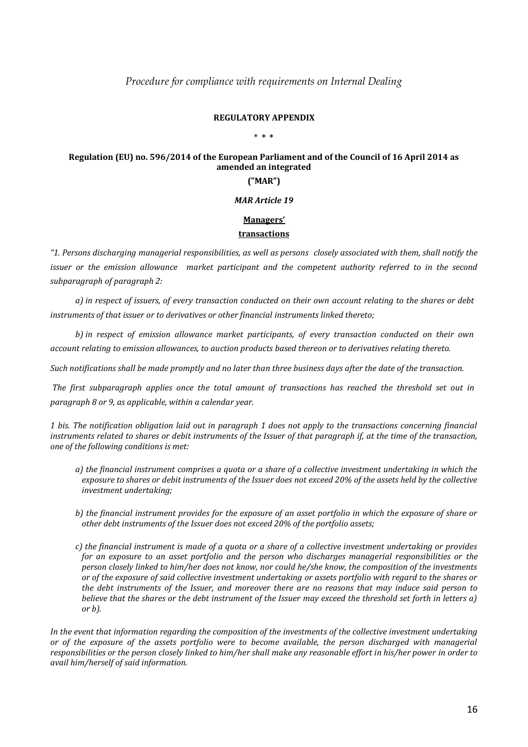*Procedure for compliance with requirements on Internal Dealing*

**REGULATORY APPENDIX**

\* \* \*

**Regulation (EU) no. 596/2014 of the European Parliament and of the Council of 16 April 2014 as amended an integrated**

**("MAR")**

***MAR Article 19***

**Managers' transactions**

*"1. Persons discharging managerial responsibilities, as well as persons closely associated with them, shall notify the issuer or the emission allowance market participant and the competent authority referred to in the second subparagraph of paragraph 2:*

*a) in respect of issuers, of every transaction conducted on their own account relating to the shares or debt instruments of that issuer or to derivatives or other financial instruments linked thereto;*

*b) in respect of emission allowance market participants, of every transaction conducted on their own account relating to emission allowances, to auction products based thereon or to derivatives relating thereto.*

*Such notifications shall be made promptly and no later than three business days after the date of the transaction.*

*The first subparagraph applies once the total amount of transactions has reached the threshold set out in paragraph 8 or 9, as applicable, within a calendar year.*

*1 bis. The notification obligation laid out in paragraph 1 does not apply to the transactions concerning financial instruments related to shares or debit instruments of the Issuer of that paragraph if, at the time of the transaction, one of the following conditions is met:*

- *a) the financial instrument comprises a quota or a share of a collective investment undertaking in which the exposure to shares or debit instruments of the Issuer does not exceed 20% of the assets held by the collective investment undertaking;*
- *b) the financial instrument provides for the exposure of an asset portfolio in which the exposure of share or other debt instruments of the Issuer does not exceed 20% of the portfolio assets;*
- *c) the financial instrument is made of a quota or a share of a collective investment undertaking or provides for an exposure to an asset portfolio and the person who discharges managerial responsibilities or the person closely linked to him/her does not know, nor could he/she know, the composition of the investments or of the exposure of said collective investment undertaking or assets portfolio with regard to the shares or the debt instruments of the Issuer, and moreover there are no reasons that may induce said person to believe that the shares or the debt instrument of the Issuer may exceed the threshold set forth in letters a) or b).*

*In the event that information regarding the composition of the investments of the collective investment undertaking or of the exposure of the assets portfolio were to become available, the person discharged with managerial responsibilities or the person closely linked to him/her shall make any reasonable effort in his/her power in order to avail him/herself of said information.*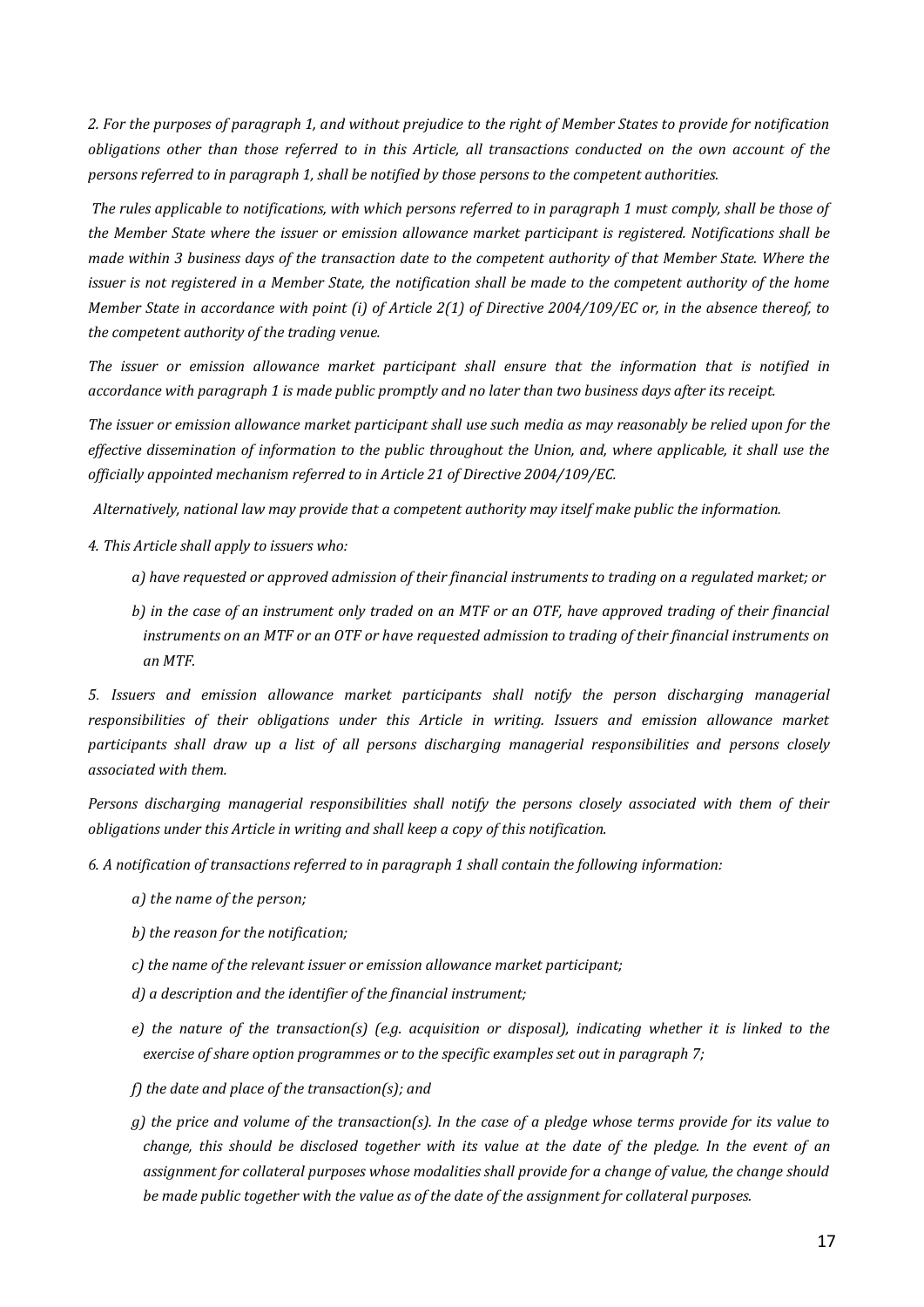*2. For the purposes of paragraph 1, and without prejudice to the right of Member States to provide for notification obligations other than those referred to in this Article, all transactions conducted on the own account of the persons referred to in paragraph 1, shall be notified by those persons to the competent authorities.*

*The rules applicable to notifications, with which persons referred to in paragraph 1 must comply, shall be those of the Member State where the issuer or emission allowance market participant is registered. Notifications shall be made within 3 business days of the transaction date to the competent authority of that Member State. Where the issuer is not registered in a Member State, the notification shall be made to the competent authority of the home Member State in accordance with point (i) of Article 2(1) of Directive 2004/109/EC or, in the absence thereof, to the competent authority of the trading venue.*

*The issuer or emission allowance market participant shall ensure that the information that is notified in accordance with paragraph 1 is made public promptly and no later than two business days after its receipt.*

*The issuer or emission allowance market participant shall use such media as may reasonably be relied upon for the effective dissemination of information to the public throughout the Union, and, where applicable, it shall use the officially appointed mechanism referred to in Article 21 of Directive 2004/109/EC.*

*Alternatively, national law may provide that a competent authority may itself make public the information.*

*4. This Article shall apply to issuers who:*

- *a) have requested or approved admission of their financial instruments to trading on a regulated market; or*
- *b) in the case of an instrument only traded on an MTF or an OTF, have approved trading of their financial instruments on an MTF or an OTF or have requested admission to trading of their financial instruments on an MTF.*

*5. Issuers and emission allowance market participants shall notify the person discharging managerial responsibilities of their obligations under this Article in writing. Issuers and emission allowance market participants shall draw up a list of all persons discharging managerial responsibilities and persons closely associated with them.*

*Persons discharging managerial responsibilities shall notify the persons closely associated with them of their obligations under this Article in writing and shall keep a copy of this notification.*

*6. A notification of transactions referred to in paragraph 1 shall contain the following information:*

- *a) the name of the person;*
- *b) the reason for the notification;*
- *c) the name of the relevant issuer or emission allowance market participant;*
- *d) a description and the identifier of the financial instrument;*
- *e) the nature of the transaction(s) (e.g. acquisition or disposal), indicating whether it is linked to the exercise of share option programmes or to the specific examples set out in paragraph 7;*
- *f) the date and place of the transaction(s); and*
- *g) the price and volume of the transaction(s). In the case of a pledge whose terms provide for its value to change, this should be disclosed together with its value at the date of the pledge. In the event of an assignment for collateral purposes whose modalities shall provide for a change of value, the change should be made public together with the value as of the date of the assignment for collateral purposes.*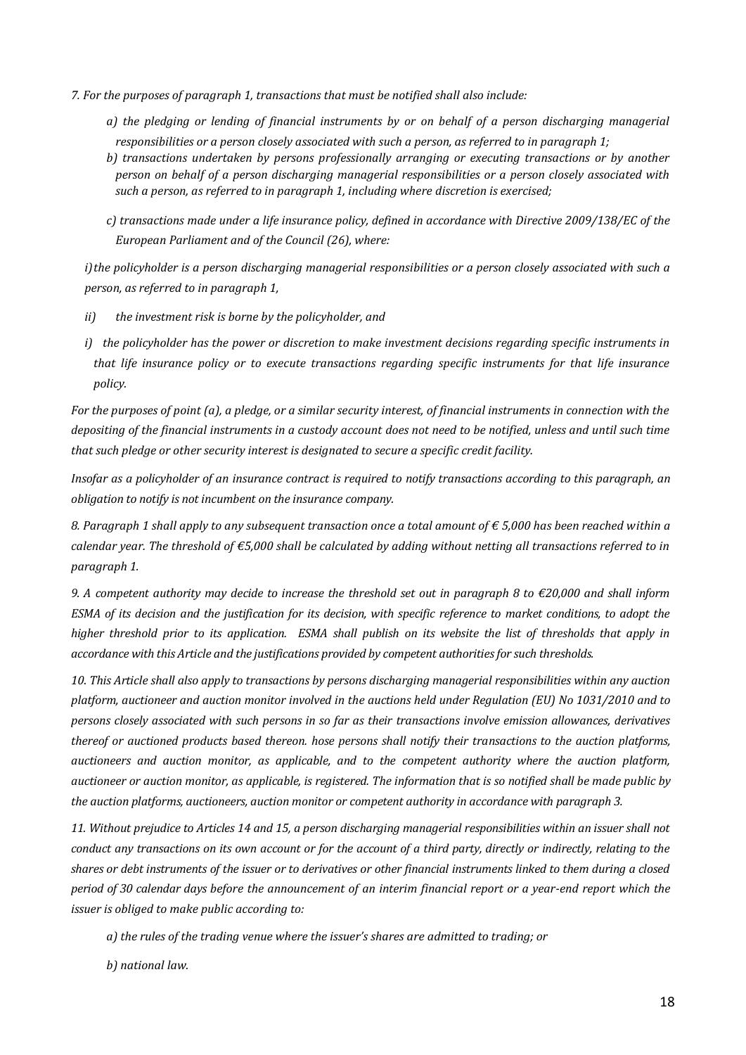*7. For the purposes of paragraph 1, transactions that must be notified shall also include:*

- *a) the pledging or lending of financial instruments by or on behalf of a person discharging managerial responsibilities or a person closely associated with such a person, as referred to in paragraph 1;*
- *b) transactions undertaken by persons professionally arranging or executing transactions or by another person on behalf of a person discharging managerial responsibilities or a person closely associated with such a person, as referred to in paragraph 1, including where discretion is exercised;*
- *c) transactions made under a life insurance policy, defined in accordance with Directive 2009/138/EC of the European Parliament and of the Council (26), where:*

*i) the policyholder is a person discharging managerial responsibilities or a person closely associated with such a person, as referred to in paragraph 1,*

*ii) the investment risk is borne by the policyholder, and*

*i) the policyholder has the power or discretion to make investment decisions regarding specific instruments in that life insurance policy or to execute transactions regarding specific instruments for that life insurance policy.*

*For the purposes of point (a), a pledge, or a similar security interest, of financial instruments in connection with the depositing of the financial instruments in a custody account does not need to be notified, unless and until such time that such pledge or other security interest is designated to secure a specific credit facility.*

*Insofar as a policyholder of an insurance contract is required to notify transactions according to this paragraph, an obligation to notify is not incumbent on the insurance company.*

*8. Paragraph 1 shall apply to any subsequent transaction once a total amount of € 5,000 has been reached within a calendar year. The threshold of €5,000 shall be calculated by adding without netting all transactions referred to in paragraph 1.*

*9. A competent authority may decide to increase the threshold set out in paragraph 8 to €20,000 and shall inform ESMA of its decision and the justification for its decision, with specific reference to market conditions, to adopt the higher threshold prior to its application. ESMA shall publish on its website the list of thresholds that apply in accordance with this Article and the justifications provided by competent authorities for such thresholds.*

*10. This Article shall also apply to transactions by persons discharging managerial responsibilities within any auction platform, auctioneer and auction monitor involved in the auctions held under Regulation (EU) No 1031/2010 and to persons closely associated with such persons in so far as their transactions involve emission allowances, derivatives thereof or auctioned products based thereon. hose persons shall notify their transactions to the auction platforms, auctioneers and auction monitor, as applicable, and to the competent authority where the auction platform, auctioneer or auction monitor, as applicable, is registered. The information that is so notified shall be made public by the auction platforms, auctioneers, auction monitor or competent authority in accordance with paragraph 3.*

*11. Without prejudice to Articles 14 and 15, a person discharging managerial responsibilities within an issuer shall not conduct any transactions on its own account or for the account of a third party, directly or indirectly, relating to the shares or debt instruments of the issuer or to derivatives or other financial instruments linked to them during a closed period of 30 calendar days before the announcement of an interim financial report or a year-end report which the issuer is obliged to make public according to:*

*a) the rules of the trading venue where the issuer's shares are admitted to trading; or*

*b) national law.*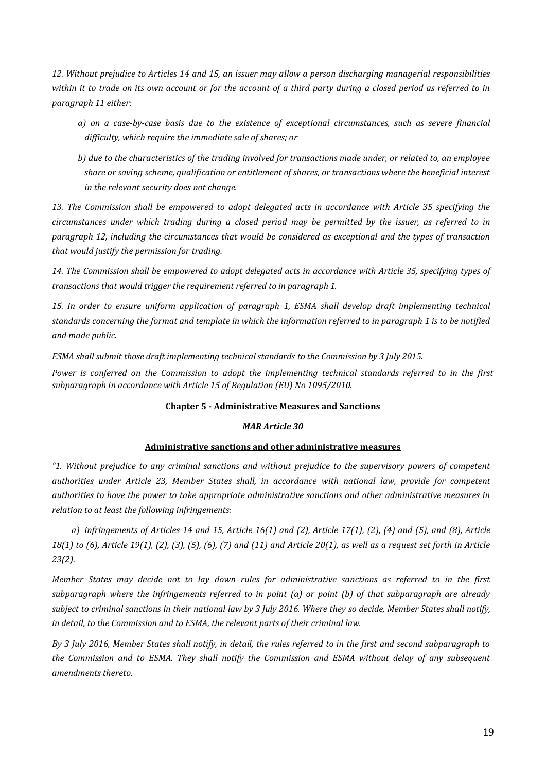*12. Without prejudice to Articles 14 and 15, an issuer may allow a person discharging managerial responsibilities within it to trade on its own account or for the account of a third party during a closed period as referred to in paragraph 11 either:*

- *a) on a case-by-case basis due to the existence of exceptional circumstances, such as severe financial difficulty, which require the immediate sale of shares; or*
- *b) due to the characteristics of the trading involved for transactions made under, or related to, an employee share or saving scheme, qualification or entitlement of shares, or transactions where the beneficial interest in the relevant security does not change.*

*13. The Commission shall be empowered to adopt delegated acts in accordance with Article 35 specifying the circumstances under which trading during a closed period may be permitted by the issuer, as referred to in paragraph 12, including the circumstances that would be considered as exceptional and the types of transaction that would justify the permission for trading.*

*14. The Commission shall be empowered to adopt delegated acts in accordance with Article 35, specifying types of transactions that would trigger the requirement referred to in paragraph 1.*

*15. In order to ensure uniform application of paragraph 1, ESMA shall develop draft implementing technical standards concerning the format and template in which the information referred to in paragraph 1 is to be notified and made public.*

*ESMA shall submit those draft implementing technical standards to the Commission by 3 July 2015.*

*Power is conferred on the Commission to adopt the implementing technical standards referred to in the first subparagraph in accordance with Article 15 of Regulation (EU) No 1095/2010.*

## Chapter 5 - Administrative Measures and Sanctions

### *MAR Article 30*

### Administrative sanctions and other administrative measures

*"1. Without prejudice to any criminal sanctions and without prejudice to the supervisory powers of competent authorities under Article 23, Member States shall, in accordance with national law, provide for competent authorities to have the power to take appropriate administrative sanctions and other administrative measures in relation to at least the following infringements:*

*a) infringements of Articles 14 and 15, Article 16(1) and (2), Article 17(1), (2), (4) and (5), and (8), Article 18(1) to (6), Article 19(1), (2), (3), (5), (6), (7) and (11) and Article 20(1), as well as a request set forth in Article 23(2).*

*Member States may decide not to lay down rules for administrative sanctions as referred to in the first subparagraph where the infringements referred to in point (a) or point (b) of that subparagraph are already subject to criminal sanctions in their national law by 3 July 2016. Where they so decide, Member States shall notify, in detail, to the Commission and to ESMA, the relevant parts of their criminal law.*

*By 3 July 2016, Member States shall notify, in detail, the rules referred to in the first and second subparagraph to the Commission and to ESMA. They shall notify the Commission and ESMA without delay of any subsequent amendments thereto.*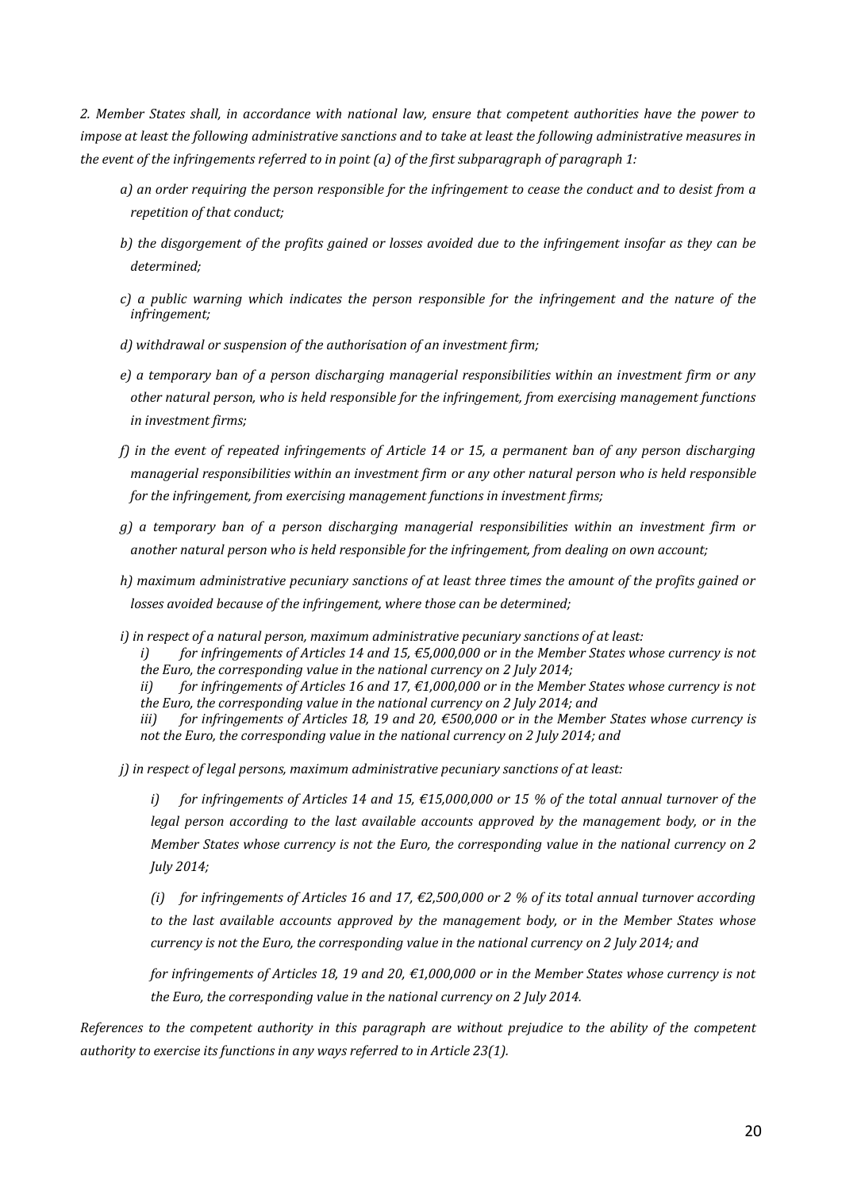*2. Member States shall, in accordance with national law, ensure that competent authorities have the power to impose at least the following administrative sanctions and to take at least the following administrative measures in the event of the infringements referred to in point (a) of the first subparagraph of paragraph 1:*

*a) an order requiring the person responsible for the infringement to cease the conduct and to desist from a repetition of that conduct;*

*b) the disgorgement of the profits gained or losses avoided due to the infringement insofar as they can be determined;*

*c) a public warning which indicates the person responsible for the infringement and the nature of the infringement;*

*d) withdrawal or suspension of the authorisation of an investment firm;*

*e) a temporary ban of a person discharging managerial responsibilities within an investment firm or any other natural person, who is held responsible for the infringement, from exercising management functions in investment firms;*

*f) in the event of repeated infringements of Article 14 or 15, a permanent ban of any person discharging managerial responsibilities within an investment firm or any other natural person who is held responsible for the infringement, from exercising management functions in investment firms;*

*g) a temporary ban of a person discharging managerial responsibilities within an investment firm or another natural person who is held responsible for the infringement, from dealing on own account;*

*h) maximum administrative pecuniary sanctions of at least three times the amount of the profits gained or losses avoided because of the infringement, where those can be determined;*

*i) in respect of a natural person, maximum administrative pecuniary sanctions of at least:*

*i) for infringements of Articles 14 and 15, €5,000,000 or in the Member States whose currency is not the Euro, the corresponding value in the national currency on 2 July 2014;*

*ii) for infringements of Articles 16 and 17, €1,000,000 or in the Member States whose currency is not the Euro, the corresponding value in the national currency on 2 July 2014; and*

*iii) for infringements of Articles 18, 19 and 20, €500,000 or in the Member States whose currency is not the Euro, the corresponding value in the national currency on 2 July 2014; and*

*j) in respect of legal persons, maximum administrative pecuniary sanctions of at least:*

*i) for infringements of Articles 14 and 15, €15,000,000 or 15 % of the total annual turnover of the legal person according to the last available accounts approved by the management body, or in the Member States whose currency is not the Euro, the corresponding value in the national currency on 2 July 2014;*

*(i) for infringements of Articles 16 and 17, €2,500,000 or 2 % of its total annual turnover according to the last available accounts approved by the management body, or in the Member States whose currency is not the Euro, the corresponding value in the national currency on 2 July 2014; and*

*for infringements of Articles 18, 19 and 20, €1,000,000 or in the Member States whose currency is not the Euro, the corresponding value in the national currency on 2 July 2014.*

*References to the competent authority in this paragraph are without prejudice to the ability of the competent authority to exercise its functions in any ways referred to in Article 23(1).*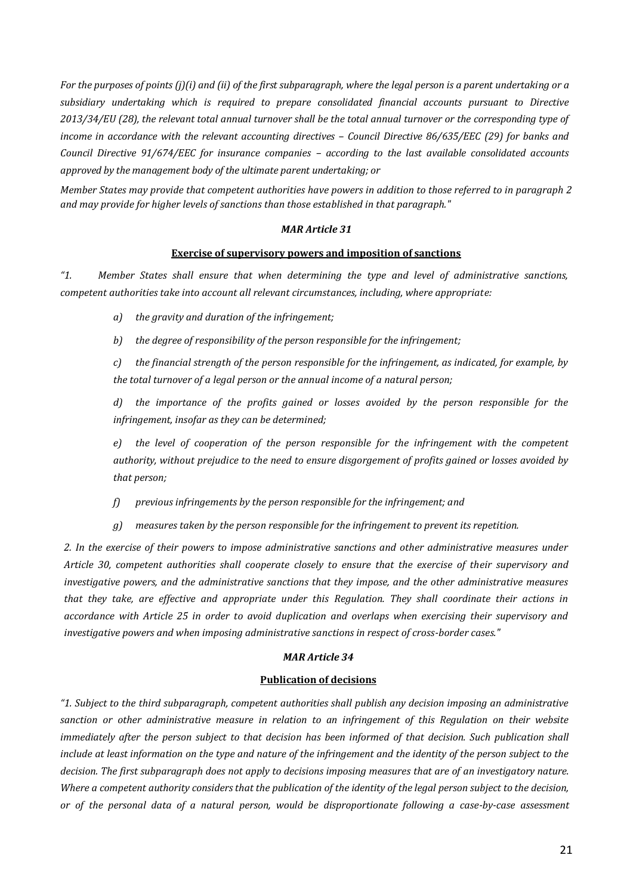*For the purposes of points (j)(i) and (ii) of the first subparagraph, where the legal person is a parent undertaking or a subsidiary undertaking which is required to prepare consolidated financial accounts pursuant to Directive 2013/34/EU (28), the relevant total annual turnover shall be the total annual turnover or the corresponding type of income in accordance with the relevant accounting directives – Council Directive 86/635/EEC (29) for banks and Council Directive 91/674/EEC for insurance companies – according to the last available consolidated accounts approved by the management body of the ultimate parent undertaking; or*

*Member States may provide that competent authorities have powers in addition to those referred to in paragraph 2 and may provide for higher levels of sanctions than those established in that paragraph."*

***MAR Article 31***

**Exercise of supervisory powers and imposition of sanctions**

*"1. Member States shall ensure that when determining the type and level of administrative sanctions, competent authorities take into account all relevant circumstances, including, where appropriate:*

> *a) the gravity and duration of the infringement;*
>
> *b) the degree of responsibility of the person responsible for the infringement;*
>
> *c) the financial strength of the person responsible for the infringement, as indicated, for example, by the total turnover of a legal person or the annual income of a natural person;*
>
> *d) the importance of the profits gained or losses avoided by the person responsible for the infringement, insofar as they can be determined;*
>
> *e) the level of cooperation of the person responsible for the infringement with the competent authority, without prejudice to the need to ensure disgorgement of profits gained or losses avoided by that person;*
>
> *f) previous infringements by the person responsible for the infringement; and*
>
> *g) measures taken by the person responsible for the infringement to prevent its repetition.*

*2. In the exercise of their powers to impose administrative sanctions and other administrative measures under Article 30, competent authorities shall cooperate closely to ensure that the exercise of their supervisory and investigative powers, and the administrative sanctions that they impose, and the other administrative measures that they take, are effective and appropriate under this Regulation. They shall coordinate their actions in accordance with Article 25 in order to avoid duplication and overlaps when exercising their supervisory and investigative powers and when imposing administrative sanctions in respect of cross-border cases."*

***MAR Article 34***

**Publication of decisions**

*"1. Subject to the third subparagraph, competent authorities shall publish any decision imposing an administrative sanction or other administrative measure in relation to an infringement of this Regulation on their website immediately after the person subject to that decision has been informed of that decision. Such publication shall include at least information on the type and nature of the infringement and the identity of the person subject to the decision. The first subparagraph does not apply to decisions imposing measures that are of an investigatory nature. Where a competent authority considers that the publication of the identity of the legal person subject to the decision, or of the personal data of a natural person, would be disproportionate following a case-by-case assessment*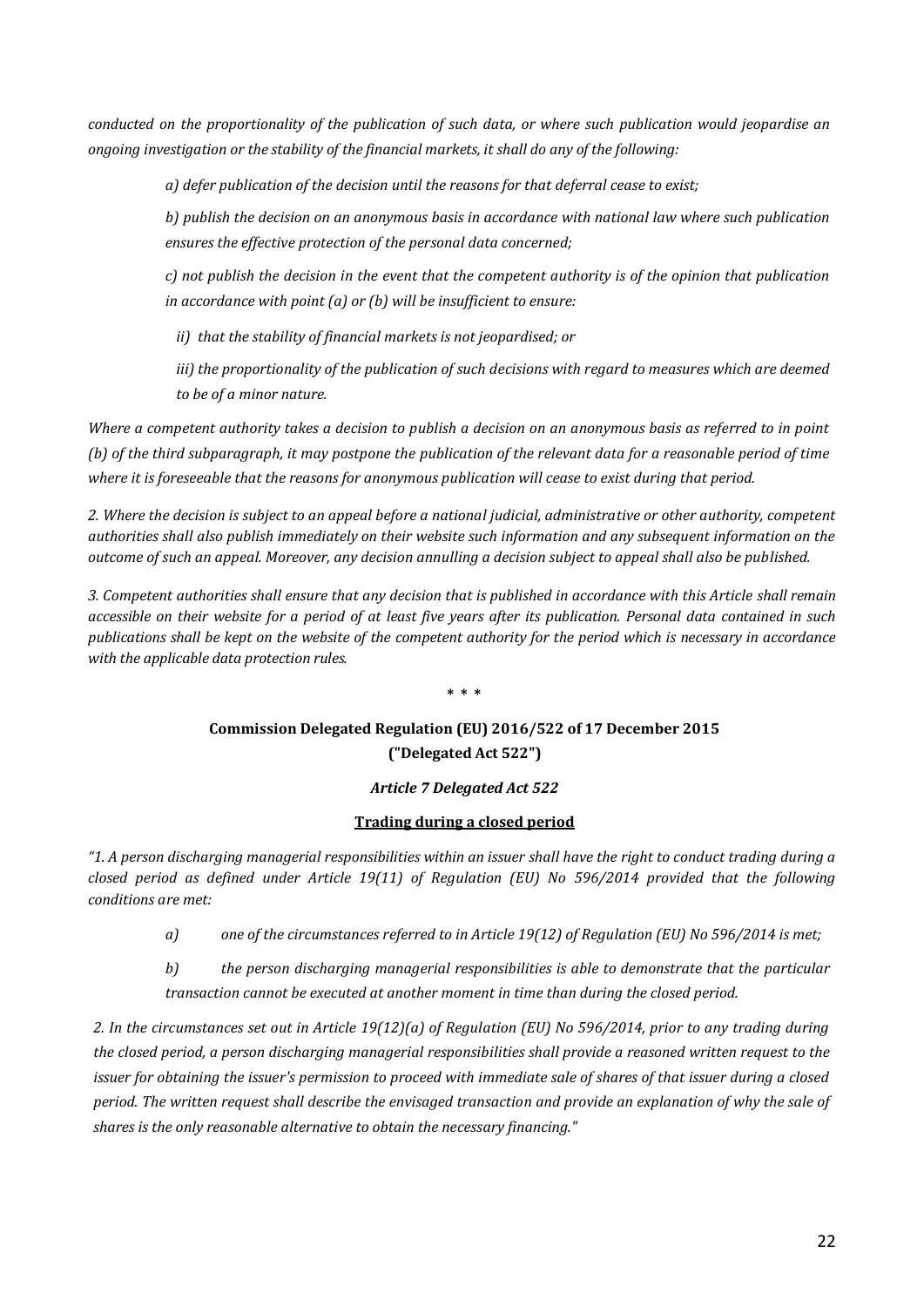*conducted on the proportionality of the publication of such data, or where such publication would jeopardise an ongoing investigation or the stability of the financial markets, it shall do any of the following:*

*a) defer publication of the decision until the reasons for that deferral cease to exist;*

*b) publish the decision on an anonymous basis in accordance with national law where such publication ensures the effective protection of the personal data concerned;*

*c) not publish the decision in the event that the competent authority is of the opinion that publication in accordance with point (a) or (b) will be insufficient to ensure:*

*ii) that the stability of financial markets is not jeopardised; or*

*iii) the proportionality of the publication of such decisions with regard to measures which are deemed to be of a minor nature.*

*Where a competent authority takes a decision to publish a decision on an anonymous basis as referred to in point (b) of the third subparagraph, it may postpone the publication of the relevant data for a reasonable period of time where it is foreseeable that the reasons for anonymous publication will cease to exist during that period.*

*2. Where the decision is subject to an appeal before a national judicial, administrative or other authority, competent authorities shall also publish immediately on their website such information and any subsequent information on the outcome of such an appeal. Moreover, any decision annulling a decision subject to appeal shall also be published.*

*3. Competent authorities shall ensure that any decision that is published in accordance with this Article shall remain accessible on their website for a period of at least five years after its publication. Personal data contained in such publications shall be kept on the website of the competent authority for the period which is necessary in accordance with the applicable data protection rules.*

\* \* \*

**Commission Delegated Regulation (EU) 2016/522 of 17 December 2015**
**("Delegated Act 522")**

***Article 7 Delegated Act 522***

**Trading during a closed period**

*"1. A person discharging managerial responsibilities within an issuer shall have the right to conduct trading during a closed period as defined under Article 19(11) of Regulation (EU) No 596/2014 provided that the following conditions are met:*

*a) one of the circumstances referred to in Article 19(12) of Regulation (EU) No 596/2014 is met;*

*b) the person discharging managerial responsibilities is able to demonstrate that the particular transaction cannot be executed at another moment in time than during the closed period.*

*2. In the circumstances set out in Article 19(12)(a) of Regulation (EU) No 596/2014, prior to any trading during the closed period, a person discharging managerial responsibilities shall provide a reasoned written request to the issuer for obtaining the issuer's permission to proceed with immediate sale of shares of that issuer during a closed period. The written request shall describe the envisaged transaction and provide an explanation of why the sale of shares is the only reasonable alternative to obtain the necessary financing."*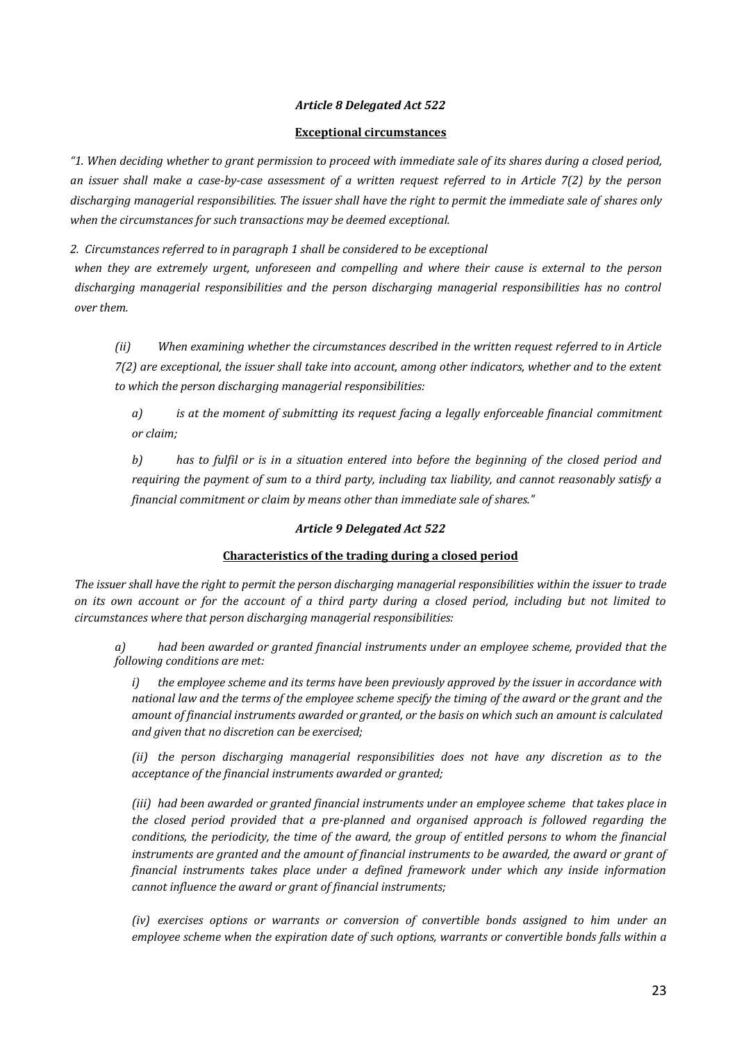***Article 8 Delegated Act 522***

**Exceptional circumstances**

*"1. When deciding whether to grant permission to proceed with immediate sale of its shares during a closed period, an issuer shall make a case-by-case assessment of a written request referred to in Article 7(2) by the person discharging managerial responsibilities. The issuer shall have the right to permit the immediate sale of shares only when the circumstances for such transactions may be deemed exceptional.*

*2. Circumstances referred to in paragraph 1 shall be considered to be exceptional when they are extremely urgent, unforeseen and compelling and where their cause is external to the person discharging managerial responsibilities and the person discharging managerial responsibilities has no control over them.*

*(ii) When examining whether the circumstances described in the written request referred to in Article 7(2) are exceptional, the issuer shall take into account, among other indicators, whether and to the extent to which the person discharging managerial responsibilities:*

*a) is at the moment of submitting its request facing a legally enforceable financial commitment or claim;*

*b) has to fulfil or is in a situation entered into before the beginning of the closed period and requiring the payment of sum to a third party, including tax liability, and cannot reasonably satisfy a financial commitment or claim by means other than immediate sale of shares."*

***Article 9 Delegated Act 522***

**Characteristics of the trading during a closed period**

*The issuer shall have the right to permit the person discharging managerial responsibilities within the issuer to trade on its own account or for the account of a third party during a closed period, including but not limited to circumstances where that person discharging managerial responsibilities:*

*a) had been awarded or granted financial instruments under an employee scheme, provided that the following conditions are met:*

*i) the employee scheme and its terms have been previously approved by the issuer in accordance with national law and the terms of the employee scheme specify the timing of the award or the grant and the amount of financial instruments awarded or granted, or the basis on which such an amount is calculated and given that no discretion can be exercised;*

*(ii) the person discharging managerial responsibilities does not have any discretion as to the acceptance of the financial instruments awarded or granted;*

*(iii) had been awarded or granted financial instruments under an employee scheme that takes place in the closed period provided that a pre-planned and organised approach is followed regarding the conditions, the periodicity, the time of the award, the group of entitled persons to whom the financial instruments are granted and the amount of financial instruments to be awarded, the award or grant of financial instruments takes place under a defined framework under which any inside information cannot influence the award or grant of financial instruments;*

*(iv) exercises options or warrants or conversion of convertible bonds assigned to him under an employee scheme when the expiration date of such options, warrants or convertible bonds falls within a*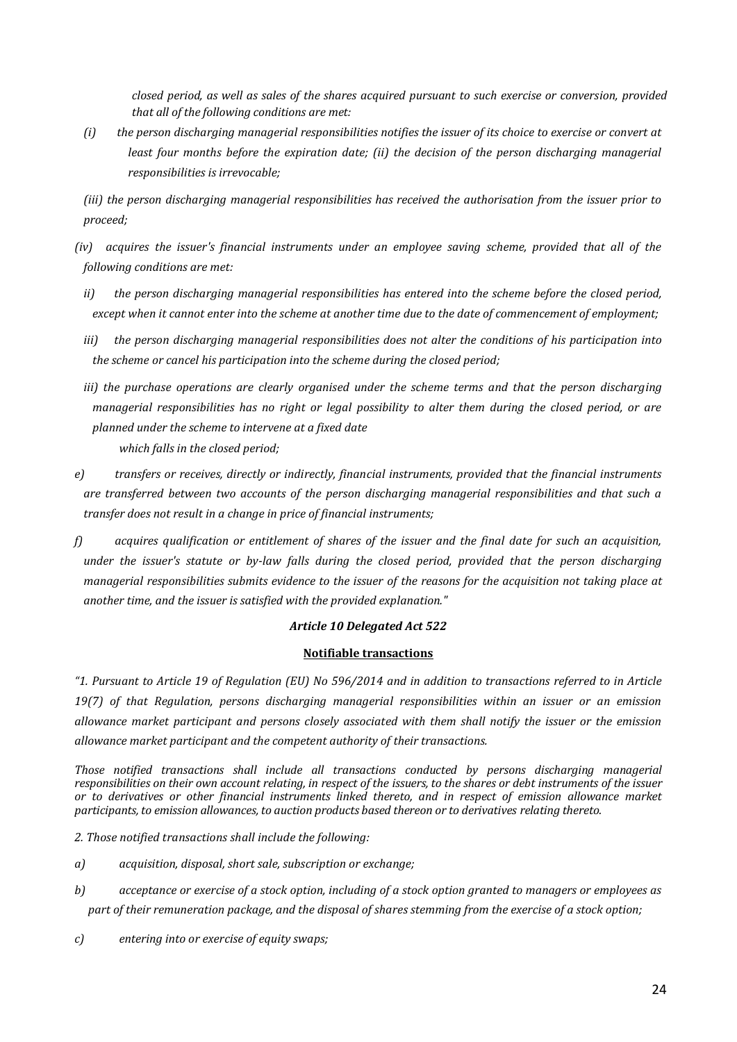*closed period, as well as sales of the shares acquired pursuant to such exercise or conversion, provided that all of the following conditions are met:*

*(i) the person discharging managerial responsibilities notifies the issuer of its choice to exercise or convert at least four months before the expiration date; (ii) the decision of the person discharging managerial responsibilities is irrevocable;*

*(iii) the person discharging managerial responsibilities has received the authorisation from the issuer prior to proceed;*

*(iv) acquires the issuer's financial instruments under an employee saving scheme, provided that all of the following conditions are met:*

*ii) the person discharging managerial responsibilities has entered into the scheme before the closed period, except when it cannot enter into the scheme at another time due to the date of commencement of employment;*

*iii) the person discharging managerial responsibilities does not alter the conditions of his participation into the scheme or cancel his participation into the scheme during the closed period;*

*iii) the purchase operations are clearly organised under the scheme terms and that the person discharging managerial responsibilities has no right or legal possibility to alter them during the closed period, or are planned under the scheme to intervene at a fixed date which falls in the closed period;*

*e) transfers or receives, directly or indirectly, financial instruments, provided that the financial instruments are transferred between two accounts of the person discharging managerial responsibilities and that such a transfer does not result in a change in price of financial instruments;*

*f) acquires qualification or entitlement of shares of the issuer and the final date for such an acquisition, under the issuer's statute or by-law falls during the closed period, provided that the person discharging managerial responsibilities submits evidence to the issuer of the reasons for the acquisition not taking place at another time, and the issuer is satisfied with the provided explanation."*

***Article 10 Delegated Act 522***

**Notifiable transactions**

*"1. Pursuant to Article 19 of Regulation (EU) No 596/2014 and in addition to transactions referred to in Article 19(7) of that Regulation, persons discharging managerial responsibilities within an issuer or an emission allowance market participant and persons closely associated with them shall notify the issuer or the emission allowance market participant and the competent authority of their transactions.*

*Those notified transactions shall include all transactions conducted by persons discharging managerial responsibilities on their own account relating, in respect of the issuers, to the shares or debt instruments of the issuer or to derivatives or other financial instruments linked thereto, and in respect of emission allowance market participants, to emission allowances, to auction products based thereon or to derivatives relating thereto.*

*2. Those notified transactions shall include the following:*

*a) acquisition, disposal, short sale, subscription or exchange;*

*b) acceptance or exercise of a stock option, including of a stock option granted to managers or employees as part of their remuneration package, and the disposal of shares stemming from the exercise of a stock option;*

*c) entering into or exercise of equity swaps;*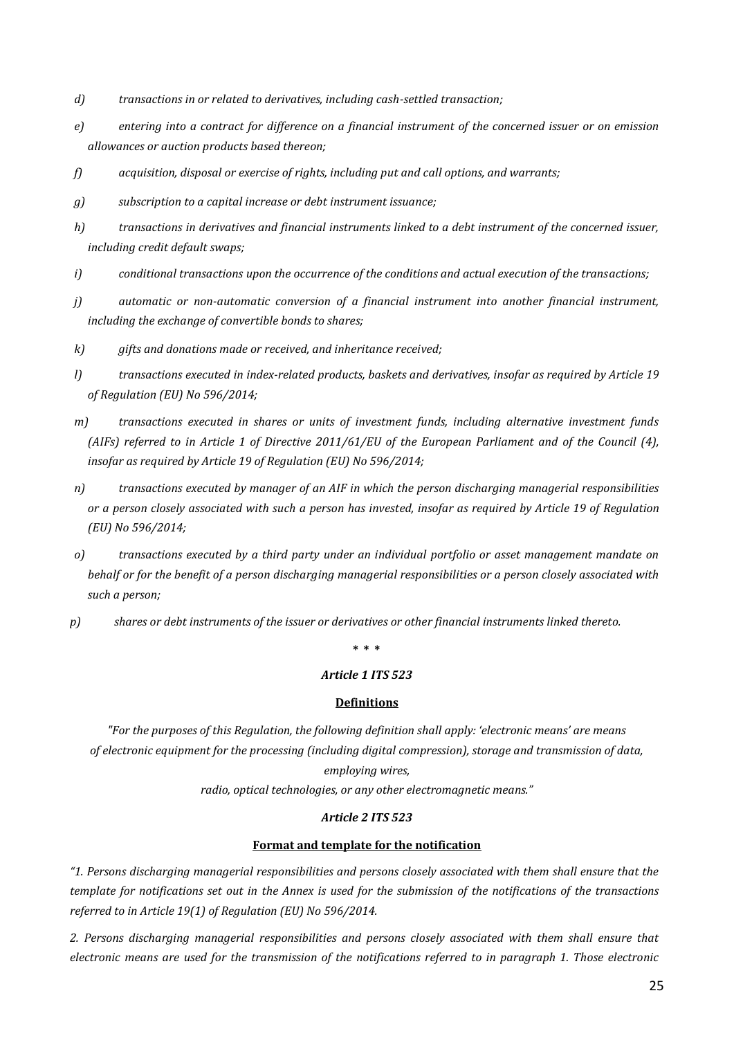*d) transactions in or related to derivatives, including cash-settled transaction;*

*e) entering into a contract for difference on a financial instrument of the concerned issuer or on emission allowances or auction products based thereon;*

*f) acquisition, disposal or exercise of rights, including put and call options, and warrants;*

*g) subscription to a capital increase or debt instrument issuance;*

*h) transactions in derivatives and financial instruments linked to a debt instrument of the concerned issuer, including credit default swaps;*

*i) conditional transactions upon the occurrence of the conditions and actual execution of the transactions;*

*j) automatic or non-automatic conversion of a financial instrument into another financial instrument, including the exchange of convertible bonds to shares;*

*k) gifts and donations made or received, and inheritance received;*

*l) transactions executed in index-related products, baskets and derivatives, insofar as required by Article 19 of Regulation (EU) No 596/2014;*

*m) transactions executed in shares or units of investment funds, including alternative investment funds (AIFs) referred to in Article 1 of Directive 2011/61/EU of the European Parliament and of the Council (4), insofar as required by Article 19 of Regulation (EU) No 596/2014;*

*n) transactions executed by manager of an AIF in which the person discharging managerial responsibilities or a person closely associated with such a person has invested, insofar as required by Article 19 of Regulation (EU) No 596/2014;*

*o) transactions executed by a third party under an individual portfolio or asset management mandate on behalf or for the benefit of a person discharging managerial responsibilities or a person closely associated with such a person;*

*p) shares or debt instruments of the issuer or derivatives or other financial instruments linked thereto.*

\* \* \*

***Article 1 ITS 523***

**Definitions**

*"For the purposes of this Regulation, the following definition shall apply: 'electronic means' are means of electronic equipment for the processing (including digital compression), storage and transmission of data, employing wires, radio, optical technologies, or any other electromagnetic means."*

***Article 2 ITS 523***

**Format and template for the notification**

*"1. Persons discharging managerial responsibilities and persons closely associated with them shall ensure that the template for notifications set out in the Annex is used for the submission of the notifications of the transactions referred to in Article 19(1) of Regulation (EU) No 596/2014.*

*2. Persons discharging managerial responsibilities and persons closely associated with them shall ensure that electronic means are used for the transmission of the notifications referred to in paragraph 1. Those electronic*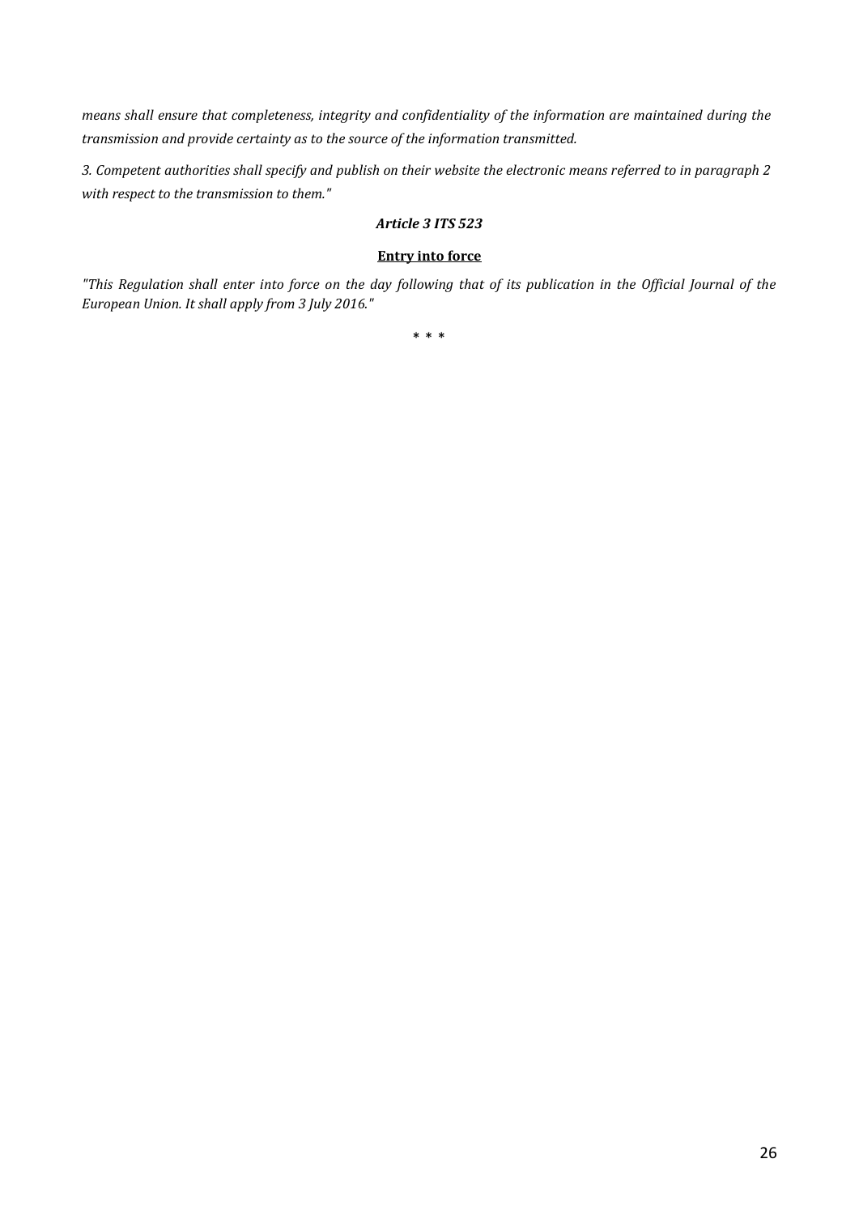*means shall ensure that completeness, integrity and confidentiality of the information are maintained during the transmission and provide certainty as to the source of the information transmitted.*

*3. Competent authorities shall specify and publish on their website the electronic means referred to in paragraph 2 with respect to the transmission to them."*

***Article 3 ITS 523***

**Entry into force**

*"This Regulation shall enter into force on the day following that of its publication in the Official Journal of the European Union. It shall apply from 3 July 2016."*

\* \* \*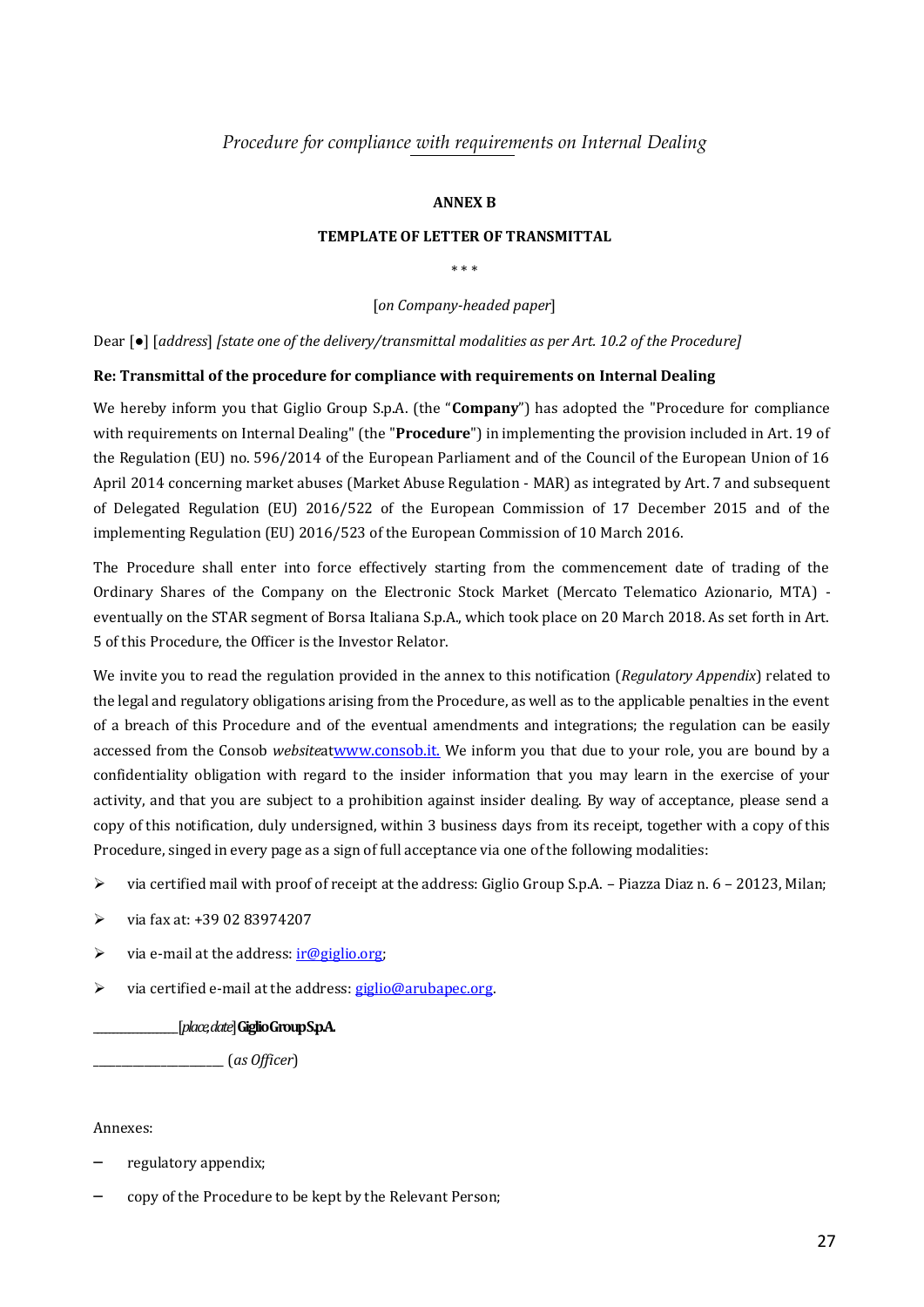## ANNEX B

## TEMPLATE OF LETTER OF TRANSMITTAL

\* \* \*

[*on Company-headed paper*]

Dear [●] [*address*] *[state one of the delivery/transmittal modalities as per Art. 10.2 of the Procedure]*

**Re: Transmittal of the procedure for compliance with requirements on Internal Dealing**

We hereby inform you that Giglio Group S.p.A. (the "**Company**") has adopted the "Procedure for compliance with requirements on Internal Dealing" (the "**Procedure**") in implementing the provision included in Art. 19 of the Regulation (EU) no. 596/2014 of the European Parliament and of the Council of the European Union of 16 April 2014 concerning market abuses (Market Abuse Regulation - MAR) as integrated by Art. 7 and subsequent of Delegated Regulation (EU) 2016/522 of the European Commission of 17 December 2015 and of the implementing Regulation (EU) 2016/523 of the European Commission of 10 March 2016.

The Procedure shall enter into force effectively starting from the commencement date of trading of the Ordinary Shares of the Company on the Electronic Stock Market (Mercato Telematico Azionario, MTA) - eventually on the STAR segment of Borsa Italiana S.p.A., which took place on 20 March 2018. As set forth in Art. 5 of this Procedure, the Officer is the Investor Relator.

We invite you to read the regulation provided in the annex to this notification (*Regulatory Appendix*) related to the legal and regulatory obligations arising from the Procedure, as well as to the applicable penalties in the event of a breach of this Procedure and of the eventual amendments and integrations; the regulation can be easily accessed from the Consob *website*at[www.consob.it.](http://www.consob.it) We inform you that due to your role, you are bound by a confidentiality obligation with regard to the insider information that you may learn in the exercise of your activity, and that you are subject to a prohibition against insider dealing. By way of acceptance, please send a copy of this notification, duly undersigned, within 3 business days from its receipt, together with a copy of this Procedure, singed in every page as a sign of full acceptance via one of the following modalities:

- via certified mail with proof of receipt at the address: Giglio Group S.p.A. – Piazza Diaz n. 6 – 20123, Milan;
- via fax at: +39 02 83974207
- via e-mail at the address: [ir@giglio.org](mailto:ir@giglio.org);
- via certified e-mail at the address: [giglio@arubapec.org](mailto:giglio@arubapec.org).

_______________ [*place, date*] **Giglio Group S.p.A.**

_______________________ (*as Officer*)

Annexes:

- regulatory appendix;
- copy of the Procedure to be kept by the Relevant Person;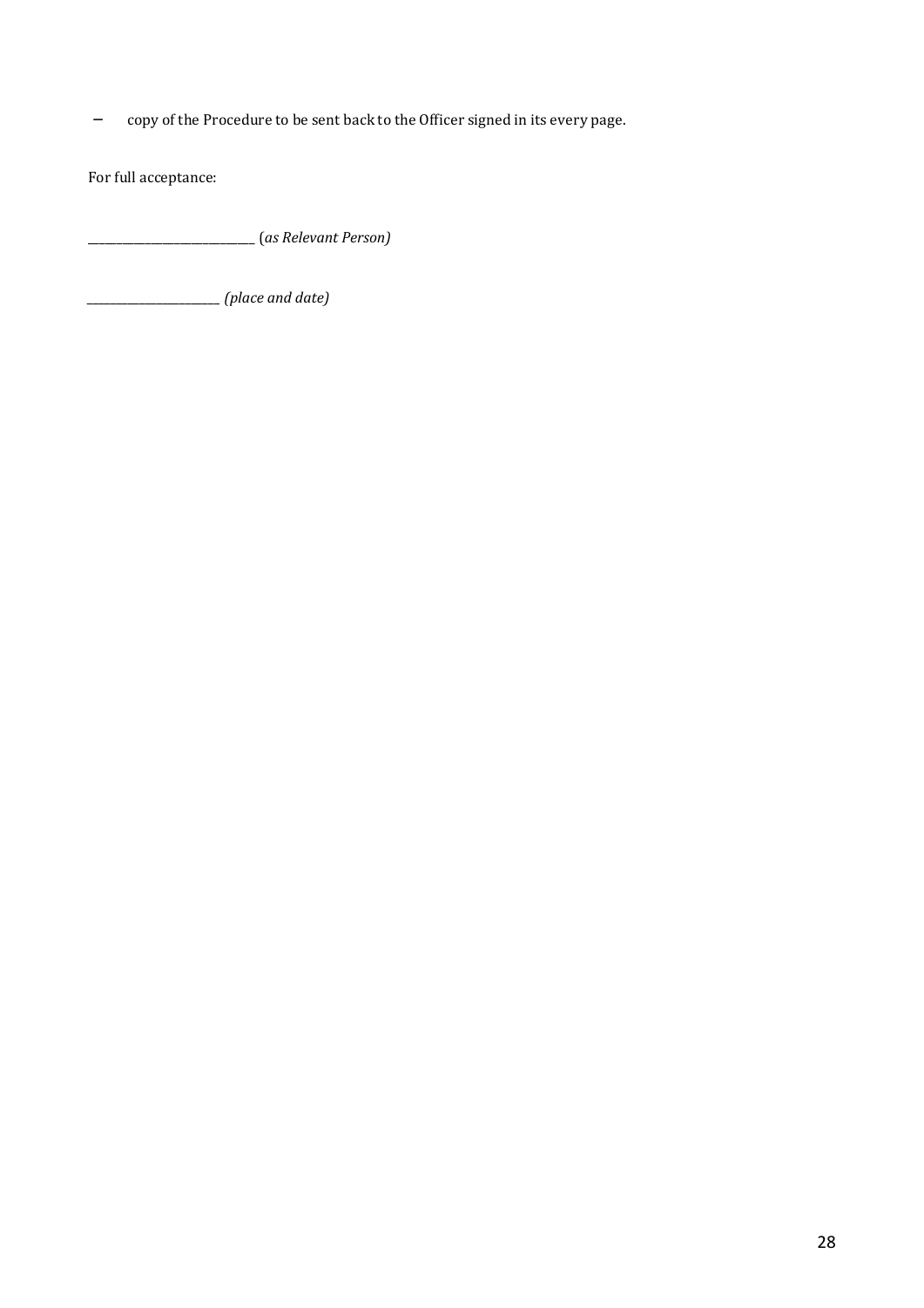- copy of the Procedure to be sent back to the Officer signed in its every page.

For full acceptance:

_____________________________ (*as Relevant Person)*

_______________________ *(place and date)*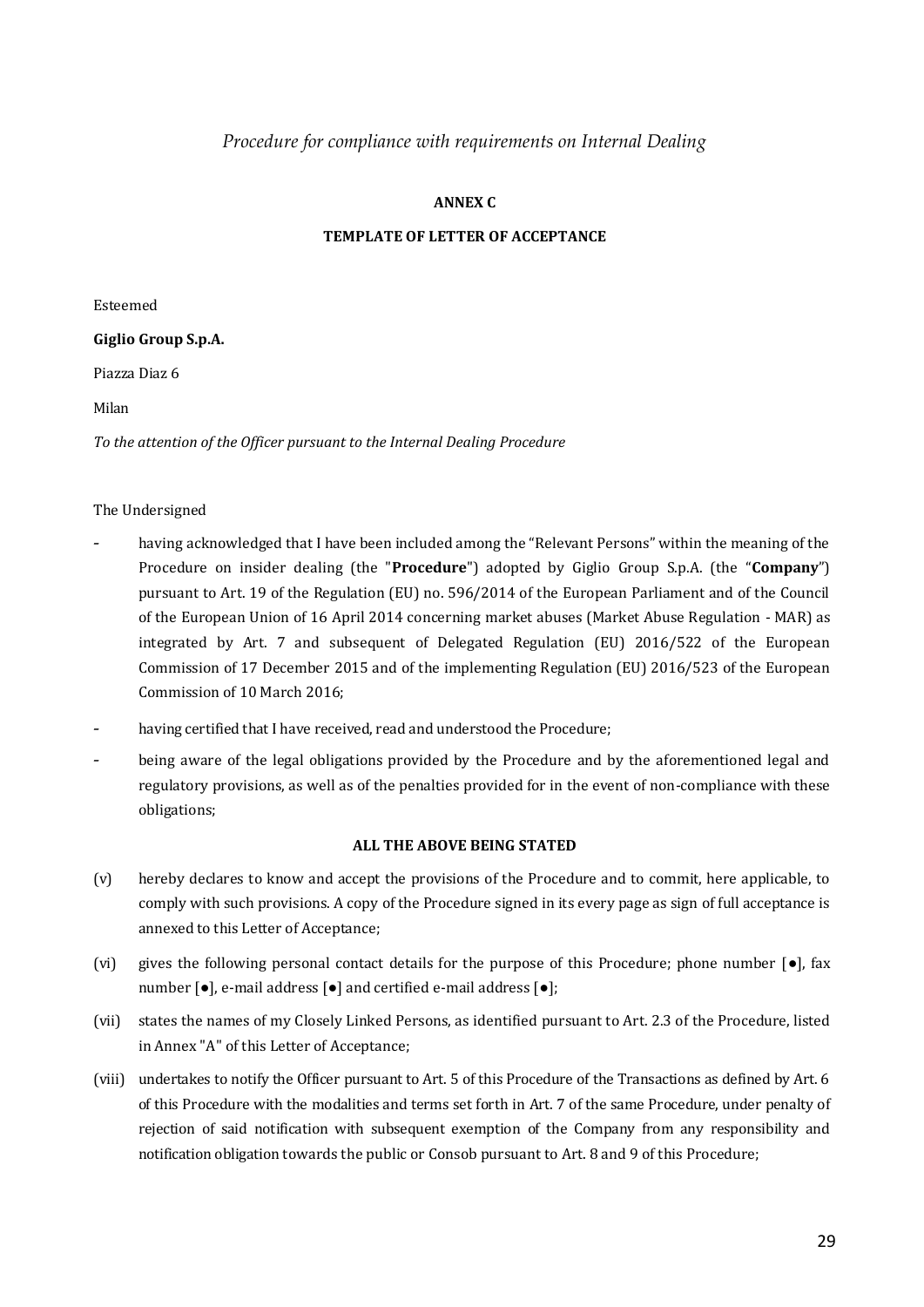*Procedure for compliance with requirements on Internal Dealing*

**ANNEX C**

**TEMPLATE OF LETTER OF ACCEPTANCE**

Esteemed

**Giglio Group S.p.A.**

Piazza Diaz 6

Milan

*To the attention of the Officer pursuant to the Internal Dealing Procedure*

The Undersigned

- having acknowledged that I have been included among the "Relevant Persons" within the meaning of the Procedure on insider dealing (the "**Procedure**") adopted by Giglio Group S.p.A. (the "**Company**") pursuant to Art. 19 of the Regulation (EU) no. 596/2014 of the European Parliament and of the Council of the European Union of 16 April 2014 concerning market abuses (Market Abuse Regulation - MAR) as integrated by Art. 7 and subsequent of Delegated Regulation (EU) 2016/522 of the European Commission of 17 December 2015 and of the implementing Regulation (EU) 2016/523 of the European Commission of 10 March 2016;
- having certified that I have received, read and understood the Procedure;
- being aware of the legal obligations provided by the Procedure and by the aforementioned legal and regulatory provisions, as well as of the penalties provided for in the event of non-compliance with these obligations;

**ALL THE ABOVE BEING STATED**

(v) hereby declares to know and accept the provisions of the Procedure and to commit, here applicable, to comply with such provisions. A copy of the Procedure signed in its every page as sign of full acceptance is annexed to this Letter of Acceptance;

(vi) gives the following personal contact details for the purpose of this Procedure; phone number [●], fax number [●], e-mail address [●] and certified e-mail address [●];

(vii) states the names of my Closely Linked Persons, as identified pursuant to Art. 2.3 of the Procedure, listed in Annex "A" of this Letter of Acceptance;

(viii) undertakes to notify the Officer pursuant to Art. 5 of this Procedure of the Transactions as defined by Art. 6 of this Procedure with the modalities and terms set forth in Art. 7 of the same Procedure, under penalty of rejection of said notification with subsequent exemption of the Company from any responsibility and notification obligation towards the public or Consob pursuant to Art. 8 and 9 of this Procedure;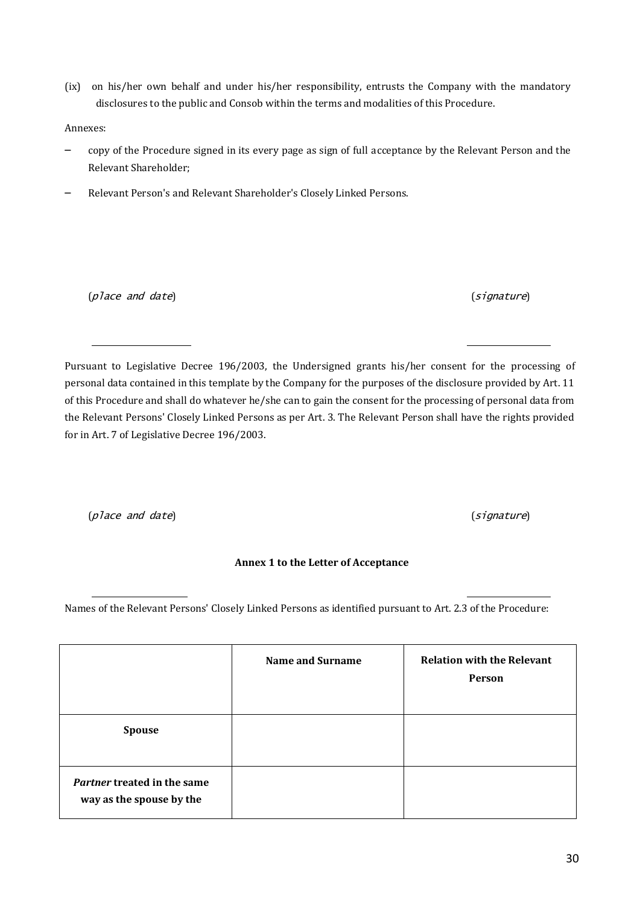(ix) on his/her own behalf and under his/her responsibility, entrusts the Company with the mandatory disclosures to the public and Consob within the terms and modalities of this Procedure.

Annexes:

- copy of the Procedure signed in its every page as sign of full acceptance by the Relevant Person and the Relevant Shareholder;
- Relevant Person's and Relevant Shareholder's Closely Linked Persons.

(*place and date*) (*signature*)

\_\_\_\_\_\_\_\_\_\_\_\_\_\_\_\_\_\_\_\_ \_\_\_\_\_\_\_\_\_\_\_\_\_\_\_\_\_\_\_\_

Pursuant to Legislative Decree 196/2003, the Undersigned grants his/her consent for the processing of personal data contained in this template by the Company for the purposes of the disclosure provided by Art. 11 of this Procedure and shall do whatever he/she can to gain the consent for the processing of personal data from the Relevant Persons' Closely Linked Persons as per Art. 3. The Relevant Person shall have the rights provided for in Art. 7 of Legislative Decree 196/2003.

(*place and date*) (*signature*)

\_\_\_\_\_\_\_\_\_\_\_\_\_\_\_\_\_\_\_\_ \_\_\_\_\_\_\_\_\_\_\_\_\_\_\_\_\_\_\_\_

**Annex 1 to the Letter of Acceptance**

Names of the Relevant Persons' Closely Linked Persons as identified pursuant to Art. 2.3 of the Procedure:

| | **Name and Surname** | **Relation with the Relevant Person** |
|---|---|---|
| **Spouse** | | |
| ***Partner*** **treated in the same way as the spouse by the** | | |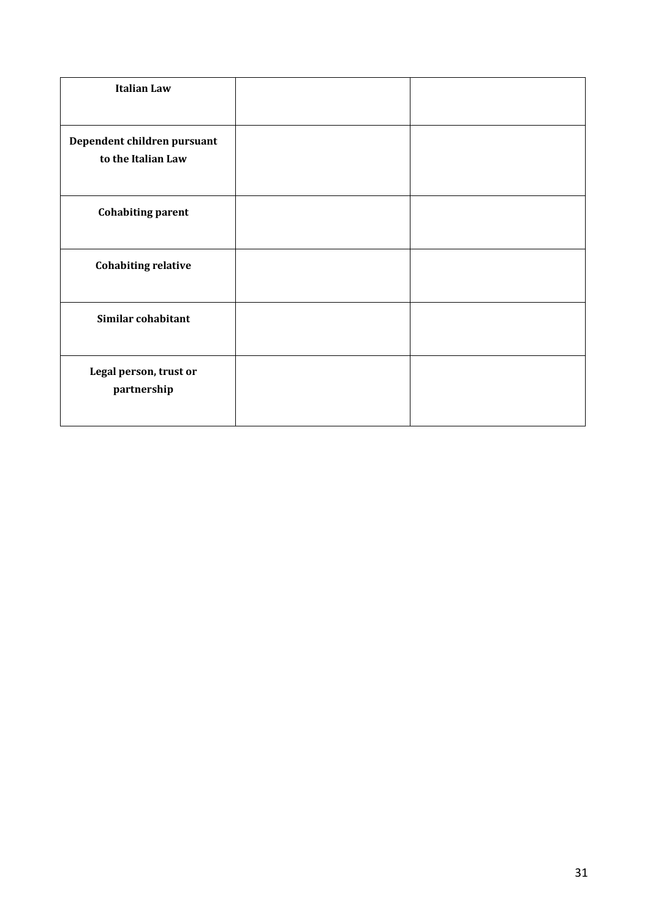| Italian Law | | |
|---|---|---|
| Dependent children pursuant to the Italian Law | | |
| Cohabiting parent | | |
| Cohabiting relative | | |
| Similar cohabitant | | |
| Legal person, trust or partnership | | |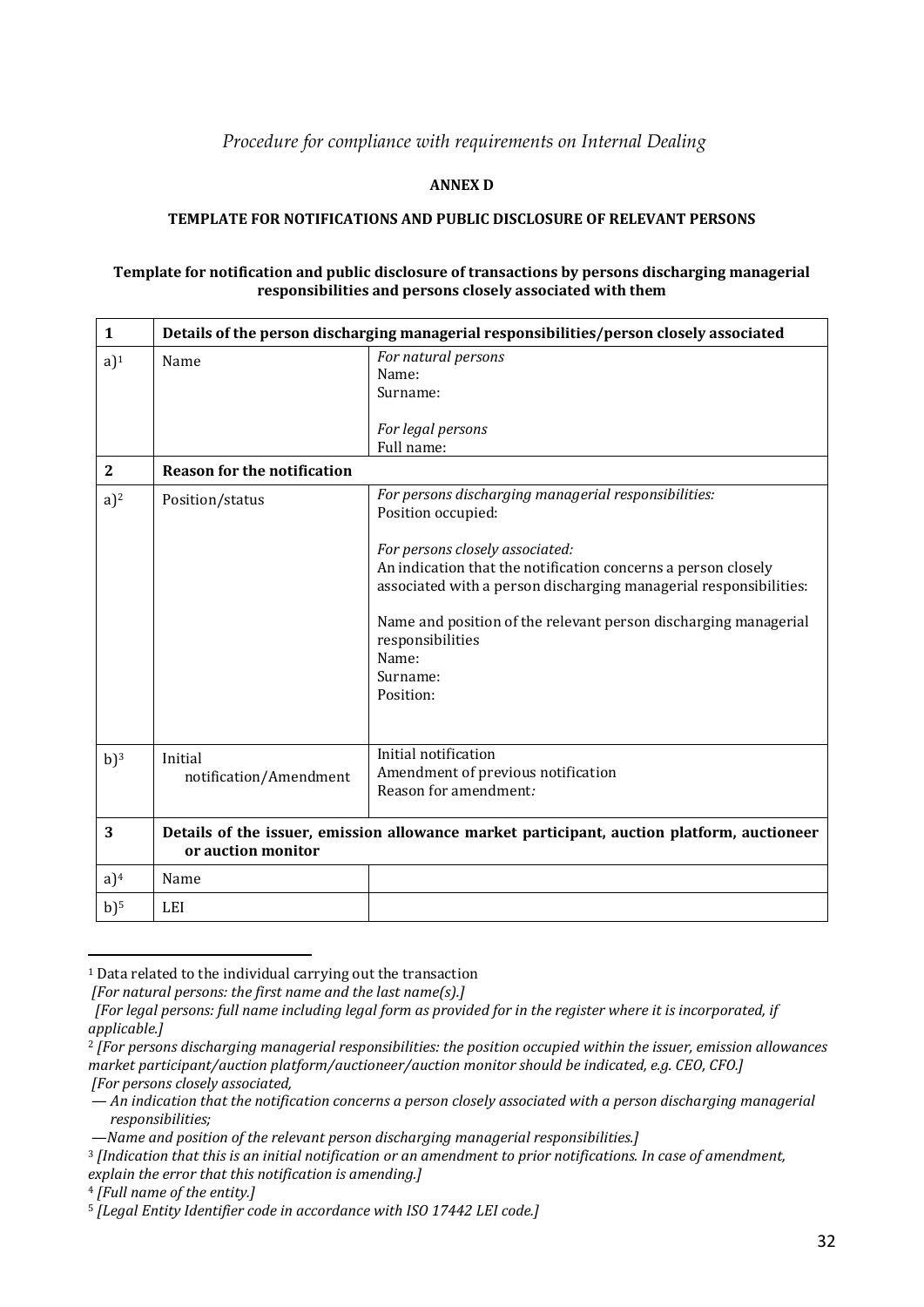*Procedure for compliance with requirements on Internal Dealing*

**ANNEX D**

**TEMPLATE FOR NOTIFICATIONS AND PUBLIC DISCLOSURE OF RELEVANT PERSONS**

**Template for notification and public disclosure of transactions by persons discharging managerial responsibilities and persons closely associated with them**

| **1** | **Details of the person discharging managerial responsibilities/person closely associated** | |
|---|---|---|
| a)[1] | Name | *For natural persons*<br>Name:<br>Surname:<br><br>*For legal persons*<br>Full name: |
| **2** | **Reason for the notification** | |
| a)[2] | Position/status | *For persons discharging managerial responsibilities:*<br>Position occupied:<br><br>*For persons closely associated:*<br>An indication that the notification concerns a person closely associated with a person discharging managerial responsibilities:<br><br>Name and position of the relevant person discharging managerial responsibilities<br>Name:<br>Surname:<br>Position: |
| b)[3] | Initial notification/Amendment | Initial notification<br>Amendment of previous notification<br>Reason for amendment*:* |
| **3** | **Details of the issuer, emission allowance market participant, auction platform, auctioneer or auction monitor** | |
| a)[4] | Name | |
| b)[5] | LEI | |

---

[1] Data related to the individual carrying out the transaction
*[For natural persons: the first name and the last name(s).]*
*[For legal persons: full name including legal form as provided for in the register where it is incorporated, if applicable.]*

[2] *[For persons discharging managerial responsibilities: the position occupied within the issuer, emission allowances market participant/auction platform/auctioneer/auction monitor should be indicated, e.g. CEO, CFO.]*
*[For persons closely associated,*
*— An indication that the notification concerns a person closely associated with a person discharging managerial responsibilities;*
*—Name and position of the relevant person discharging managerial responsibilities.]*

[3] *[Indication that this is an initial notification or an amendment to prior notifications. In case of amendment, explain the error that this notification is amending.]*

[4] *[Full name of the entity.]*

[5] *[Legal Entity Identifier code in accordance with ISO 17442 LEI code.]*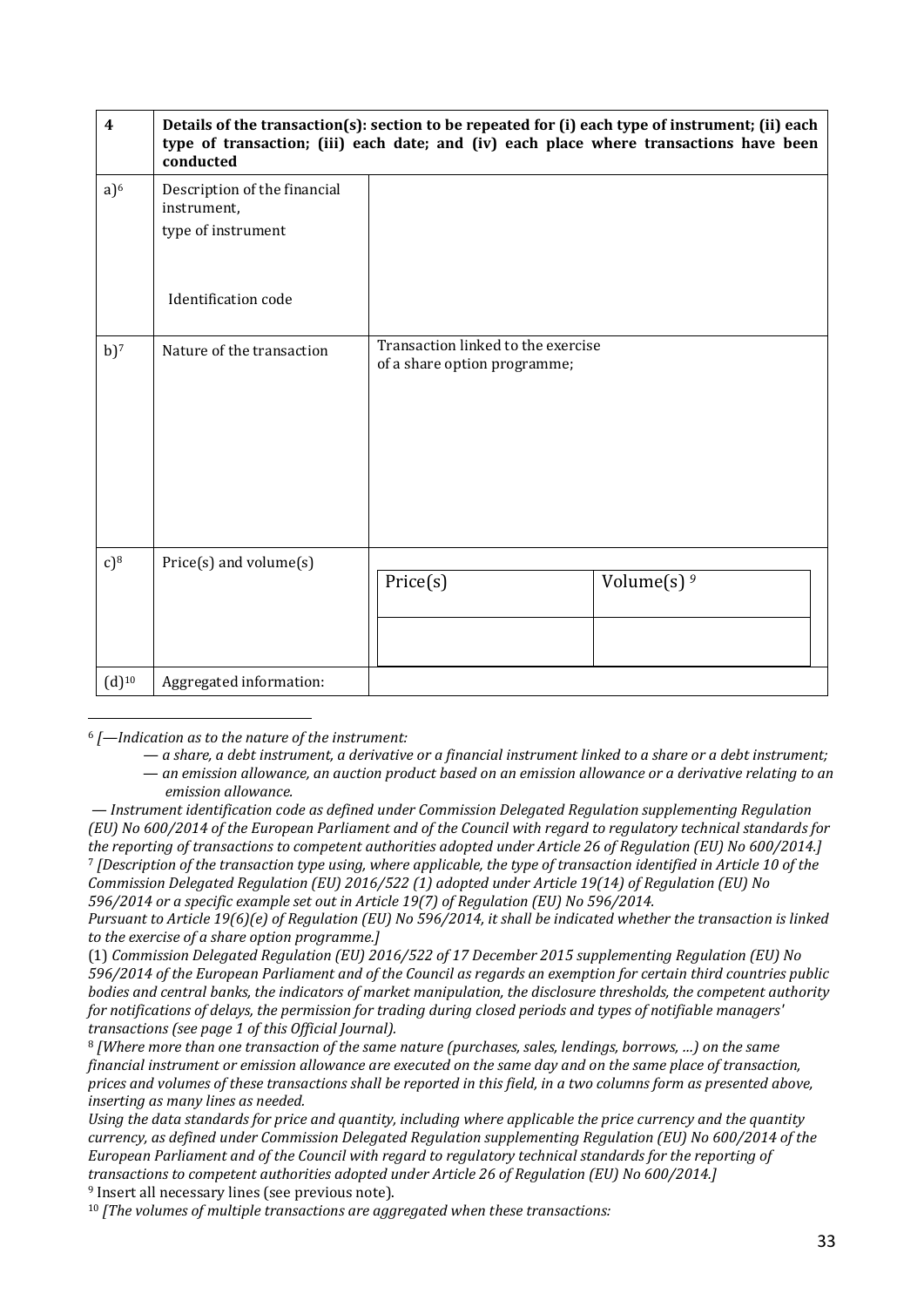| 4 | Details of the transaction(s): section to be repeated for (i) each type of instrument; (ii) each type of transaction; (iii) each date; and (iv) each place where transactions have been conducted | |
|---|---|---|
| a)[6] | Description of the financial instrument, type of instrument<br><br>Identification code | |
| b)[7] | Nature of the transaction | Transaction linked to the exercise of a share option programme; |
| c)[8] | Price(s) and volume(s) | Price(s) / Volume(s) [9] |
| (d)[10] | Aggregated information: | |

[6] *[—Indication as to the nature of the instrument:*

*— a share, a debt instrument, a derivative or a financial instrument linked to a share or a debt instrument;*

*— an emission allowance, an auction product based on an emission allowance or a derivative relating to an emission allowance.*

*— Instrument identification code as defined under Commission Delegated Regulation supplementing Regulation (EU) No 600/2014 of the European Parliament and of the Council with regard to regulatory technical standards for the reporting of transactions to competent authorities adopted under Article 26 of Regulation (EU) No 600/2014.]*

[7] *[Description of the transaction type using, where applicable, the type of transaction identified in Article 10 of the Commission Delegated Regulation (EU) 2016/522 (1) adopted under Article 19(14) of Regulation (EU) No 596/2014 or a specific example set out in Article 19(7) of Regulation (EU) No 596/2014.*

*Pursuant to Article 19(6)(e) of Regulation (EU) No 596/2014, it shall be indicated whether the transaction is linked to the exercise of a share option programme.]*

(1) *Commission Delegated Regulation (EU) 2016/522 of 17 December 2015 supplementing Regulation (EU) No 596/2014 of the European Parliament and of the Council as regards an exemption for certain third countries public bodies and central banks, the indicators of market manipulation, the disclosure thresholds, the competent authority for notifications of delays, the permission for trading during closed periods and types of notifiable managers' transactions (see page 1 of this Official Journal).*

[8] *[Where more than one transaction of the same nature (purchases, sales, lendings, borrows, …) on the same financial instrument or emission allowance are executed on the same day and on the same place of transaction, prices and volumes of these transactions shall be reported in this field, in a two columns form as presented above, inserting as many lines as needed.*

*Using the data standards for price and quantity, including where applicable the price currency and the quantity currency, as defined under Commission Delegated Regulation supplementing Regulation (EU) No 600/2014 of the European Parliament and of the Council with regard to regulatory technical standards for the reporting of transactions to competent authorities adopted under Article 26 of Regulation (EU) No 600/2014.]*

[9] Insert all necessary lines (see previous note).

[10] *[The volumes of multiple transactions are aggregated when these transactions:*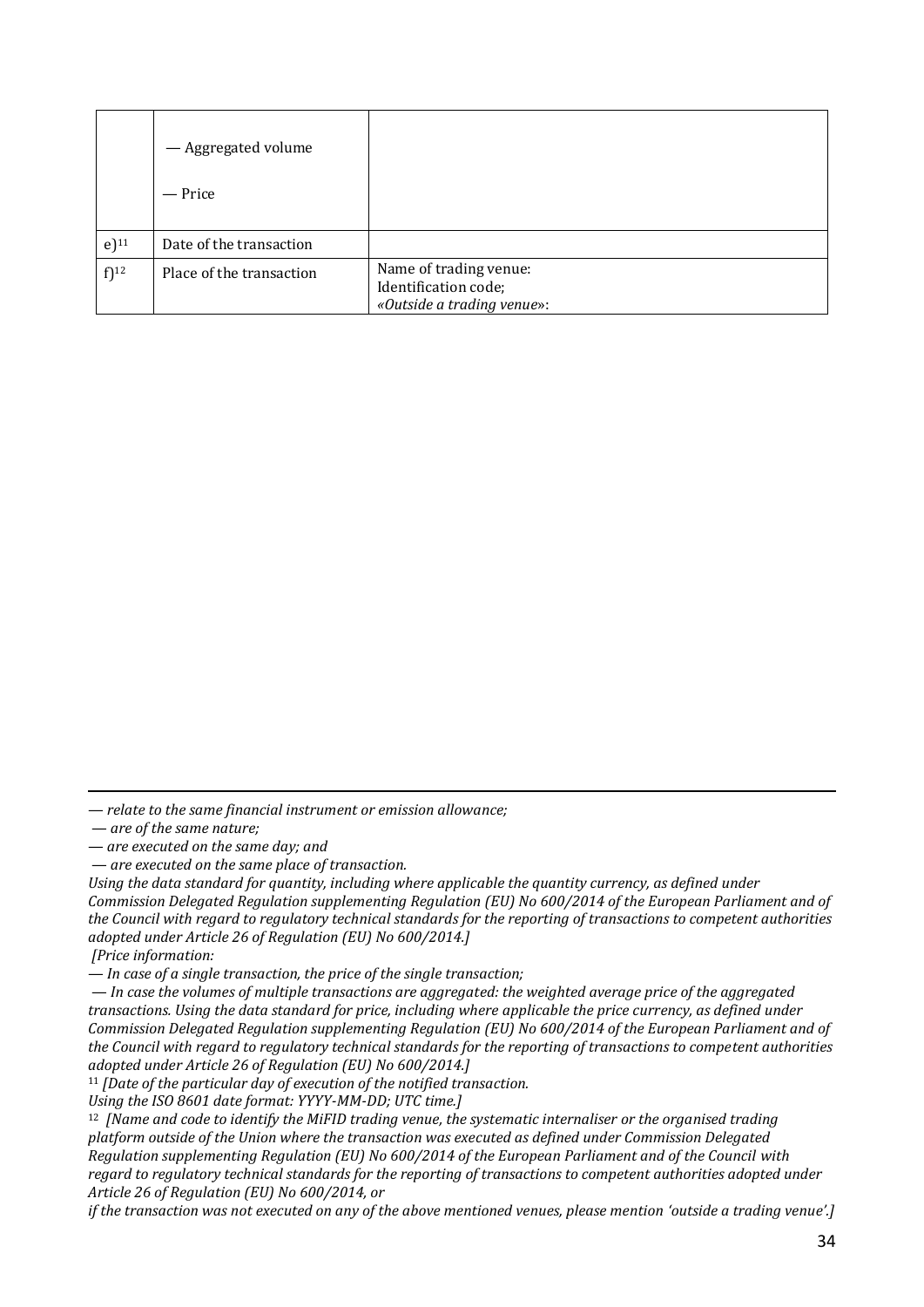|  |  |  |
|---|---|---|
|  | — Aggregated volume<br><br>— Price |  |
| e)[11] | Date of the transaction |  |
| f)[12] | Place of the transaction | Name of trading venue:<br>Identification code;<br>*«Outside a trading venue»*: |

---

*— relate to the same financial instrument or emission allowance;*

*— are of the same nature;*

*— are executed on the same day; and*

*— are executed on the same place of transaction.*

*Using the data standard for quantity, including where applicable the quantity currency, as defined under Commission Delegated Regulation supplementing Regulation (EU) No 600/2014 of the European Parliament and of the Council with regard to regulatory technical standards for the reporting of transactions to competent authorities adopted under Article 26 of Regulation (EU) No 600/2014.]*

*[Price information:*

*— In case of a single transaction, the price of the single transaction;*

*— In case the volumes of multiple transactions are aggregated: the weighted average price of the aggregated transactions. Using the data standard for price, including where applicable the price currency, as defined under Commission Delegated Regulation supplementing Regulation (EU) No 600/2014 of the European Parliament and of the Council with regard to regulatory technical standards for the reporting of transactions to competent authorities adopted under Article 26 of Regulation (EU) No 600/2014.]*

[11] *[Date of the particular day of execution of the notified transaction. Using the ISO 8601 date format: YYYY-MM-DD; UTC time.]*

[12] *[Name and code to identify the MiFID trading venue, the systematic internaliser or the organised trading platform outside of the Union where the transaction was executed as defined under Commission Delegated Regulation supplementing Regulation (EU) No 600/2014 of the European Parliament and of the Council with regard to regulatory technical standards for the reporting of transactions to competent authorities adopted under Article 26 of Regulation (EU) No 600/2014, or*

*if the transaction was not executed on any of the above mentioned venues, please mention 'outside a trading venue'.]*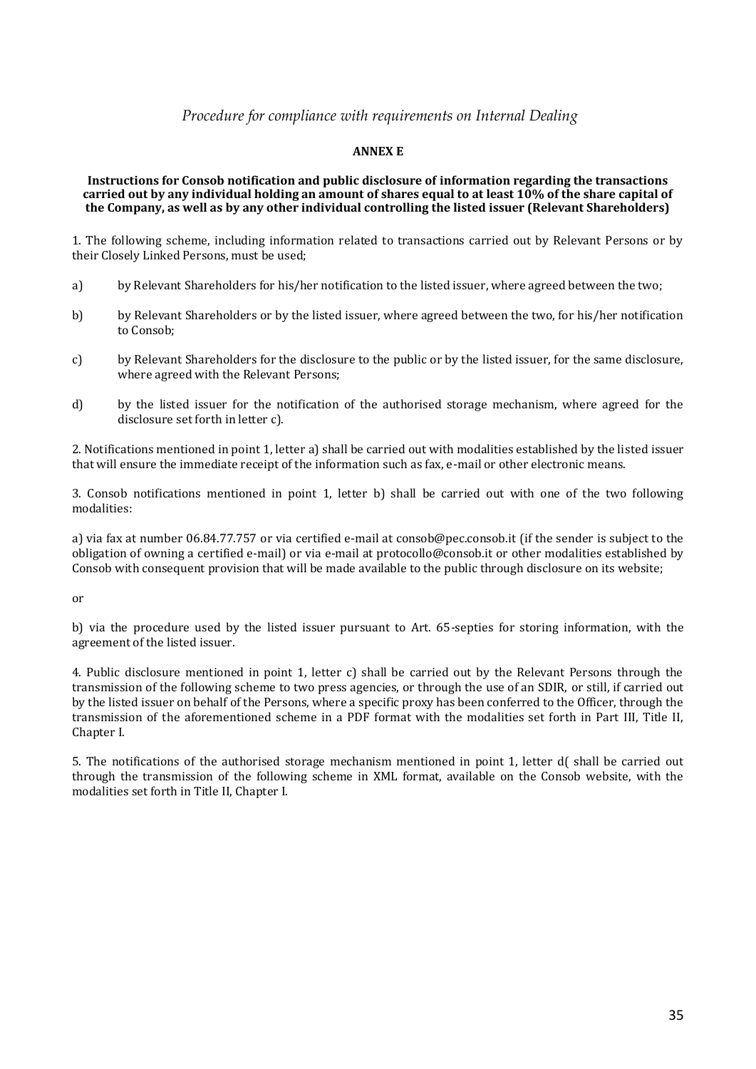*Procedure for compliance with requirements on Internal Dealing*

**ANNEX E**

**Instructions for Consob notification and public disclosure of information regarding the transactions carried out by any individual holding an amount of shares equal to at least 10% of the share capital of the Company, as well as by any other individual controlling the listed issuer (Relevant Shareholders)**

1. The following scheme, including information related to transactions carried out by Relevant Persons or by their Closely Linked Persons, must be used;

a) by Relevant Shareholders for his/her notification to the listed issuer, where agreed between the two;

b) by Relevant Shareholders or by the listed issuer, where agreed between the two, for his/her notification to Consob;

c) by Relevant Shareholders for the disclosure to the public or by the listed issuer, for the same disclosure, where agreed with the Relevant Persons;

d) by the listed issuer for the notification of the authorised storage mechanism, where agreed for the disclosure set forth in letter c).

2. Notifications mentioned in point 1, letter a) shall be carried out with modalities established by the listed issuer that will ensure the immediate receipt of the information such as fax, e-mail or other electronic means.

3. Consob notifications mentioned in point 1, letter b) shall be carried out with one of the two following modalities:

a) via fax at number 06.84.77.757 or via certified e-mail at consob@pec.consob.it (if the sender is subject to the obligation of owning a certified e-mail) or via e-mail at protocollo@consob.it or other modalities established by Consob with consequent provision that will be made available to the public through disclosure on its website;

or

b) via the procedure used by the listed issuer pursuant to Art. 65-septies for storing information, with the agreement of the listed issuer.

4. Public disclosure mentioned in point 1, letter c) shall be carried out by the Relevant Persons through the transmission of the following scheme to two press agencies, or through the use of an SDIR, or still, if carried out by the listed issuer on behalf of the Persons, where a specific proxy has been conferred to the Officer, through the transmission of the aforementioned scheme in a PDF format with the modalities set forth in Part III, Title II, Chapter I.

5. The notifications of the authorised storage mechanism mentioned in point 1, letter d( shall be carried out through the transmission of the following scheme in XML format, available on the Consob website, with the modalities set forth in Title II, Chapter I.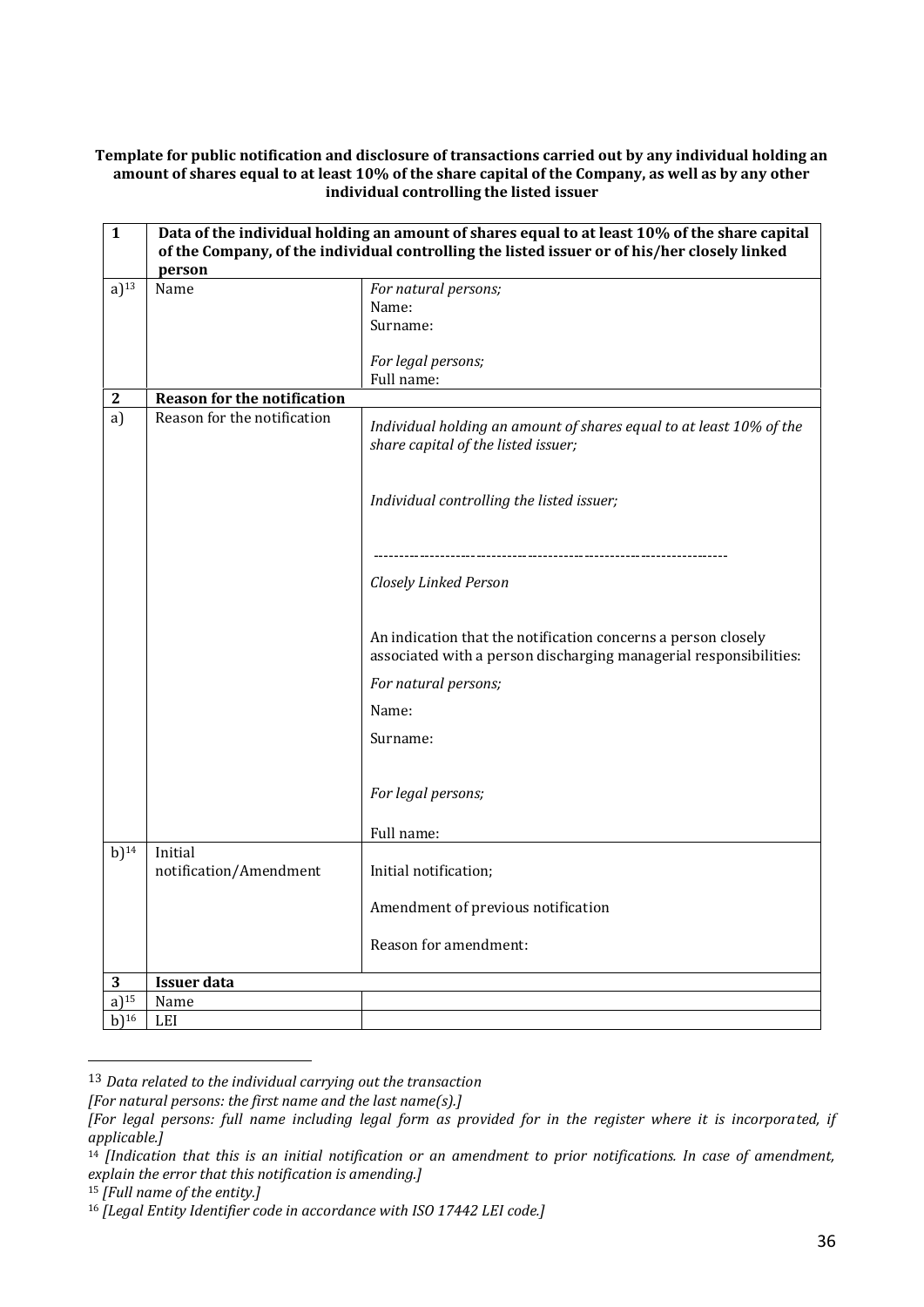**Template for public notification and disclosure of transactions carried out by any individual holding an amount of shares equal to at least 10% of the share capital of the Company, as well as by any other individual controlling the listed issuer**

| **1** | **Data of the individual holding an amount of shares equal to at least 10% of the share capital of the Company, of the individual controlling the listed issuer or of his/her closely linked person** | |
|---|---|---|
| a)[13] | Name | *For natural persons;*<br>Name:<br>Surname:<br><br>*For legal persons;*<br>Full name: |
| **2** | **Reason for the notification** | |
| a) | Reason for the notification | *Individual holding an amount of shares equal to at least 10% of the share capital of the listed issuer;*<br><br>*Individual controlling the listed issuer;*<br><br>--------------------------------------------------------------------<br>*Closely Linked Person*<br><br>An indication that the notification concerns a person closely associated with a person discharging managerial responsibilities:<br>*For natural persons;*<br>Name:<br>Surname:<br><br>*For legal persons;*<br>Full name: |
| b)[14] | Initial notification/Amendment | Initial notification;<br><br>Amendment of previous notification<br><br>Reason for amendment: |
| **3** | **Issuer data** | |
| a)[15] | Name | |
| b)[16] | LEI | |

---

[13] *Data related to the individual carrying out the transaction*
*[For natural persons: the first name and the last name(s).]*
*[For legal persons: full name including legal form as provided for in the register where it is incorporated, if applicable.]*

[14] *[Indication that this is an initial notification or an amendment to prior notifications. In case of amendment, explain the error that this notification is amending.]*

[15] *[Full name of the entity.]*

[16] *[Legal Entity Identifier code in accordance with ISO 17442 LEI code.]*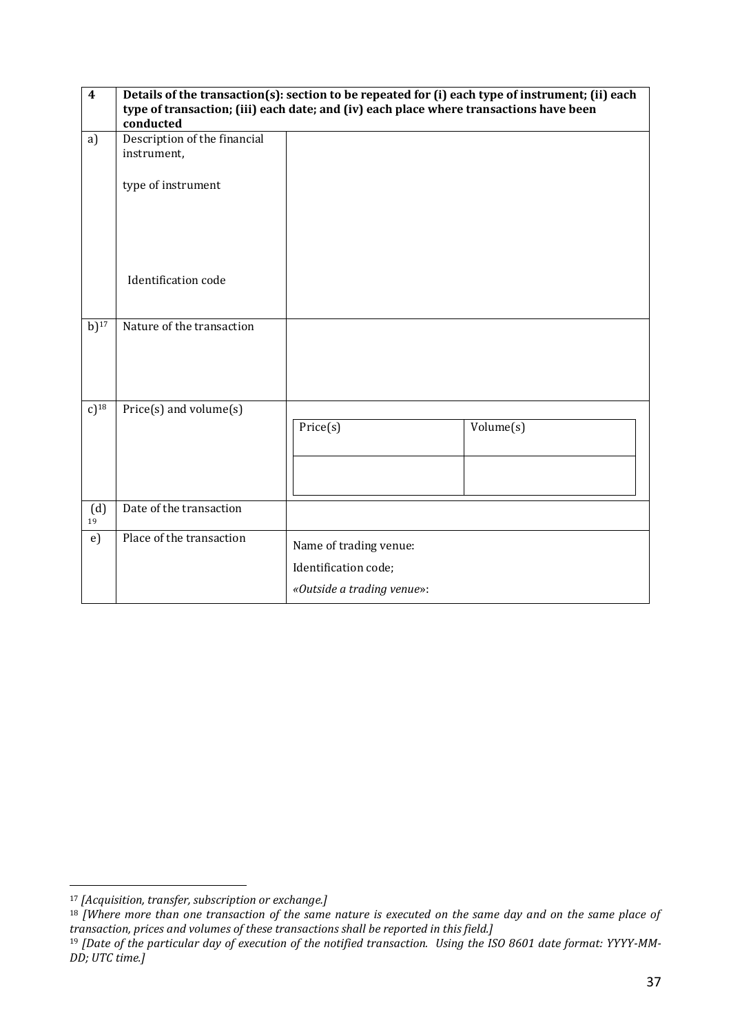| 4 | **Details of the transaction(s): section to be repeated for (i) each type of instrument; (ii) each type of transaction; (iii) each date; and (iv) each place where transactions have been conducted** | |
|---|---|---|
| a) | Description of the financial instrument,<br><br>type of instrument<br><br><br><br>Identification code | |
| b)[17] | Nature of the transaction | |
| c)[18] | Price(s) and volume(s) | Price(s) / Volume(s) |
| (d)[19] | Date of the transaction | |
| e) | Place of the transaction | Name of trading venue:<br>Identification code;<br>*«Outside a trading venue»*: |

[17] *[Acquisition, transfer, subscription or exchange.]*

[18] *[Where more than one transaction of the same nature is executed on the same day and on the same place of transaction, prices and volumes of these transactions shall be reported in this field.]*

[19] *[Date of the particular day of execution of the notified transaction. Using the ISO 8601 date format: YYYY-MM-DD; UTC time.]*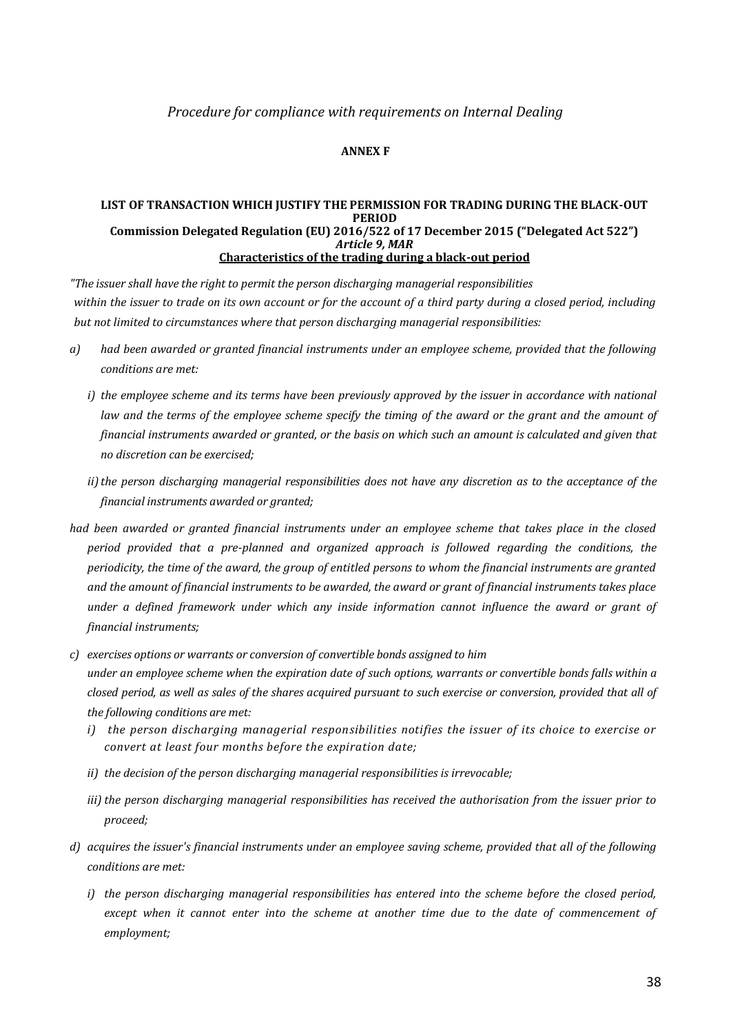*Procedure for compliance with requirements on Internal Dealing*

**ANNEX F**

**LIST OF TRANSACTION WHICH JUSTIFY THE PERMISSION FOR TRADING DURING THE BLACK-OUT PERIOD**
**Commission Delegated Regulation (EU) 2016/522 of 17 December 2015 ("Delegated Act 522")**
***Article 9, MAR***
**Characteristics of the trading during a black-out period**

*"The issuer shall have the right to permit the person discharging managerial responsibilities within the issuer to trade on its own account or for the account of a third party during a closed period, including but not limited to circumstances where that person discharging managerial responsibilities:*

*a) had been awarded or granted financial instruments under an employee scheme, provided that the following conditions are met:*

*i) the employee scheme and its terms have been previously approved by the issuer in accordance with national law and the terms of the employee scheme specify the timing of the award or the grant and the amount of financial instruments awarded or granted, or the basis on which such an amount is calculated and given that no discretion can be exercised;*

*ii) the person discharging managerial responsibilities does not have any discretion as to the acceptance of the financial instruments awarded or granted;*

*had been awarded or granted financial instruments under an employee scheme that takes place in the closed period provided that a pre-planned and organized approach is followed regarding the conditions, the periodicity, the time of the award, the group of entitled persons to whom the financial instruments are granted and the amount of financial instruments to be awarded, the award or grant of financial instruments takes place under a defined framework under which any inside information cannot influence the award or grant of financial instruments;*

*c) exercises options or warrants or conversion of convertible bonds assigned to him under an employee scheme when the expiration date of such options, warrants or convertible bonds falls within a closed period, as well as sales of the shares acquired pursuant to such exercise or conversion, provided that all of the following conditions are met:*

*i) the person discharging managerial responsibilities notifies the issuer of its choice to exercise or convert at least four months before the expiration date;*

*ii) the decision of the person discharging managerial responsibilities is irrevocable;*

*iii) the person discharging managerial responsibilities has received the authorisation from the issuer prior to proceed;*

*d) acquires the issuer's financial instruments under an employee saving scheme, provided that all of the following conditions are met:*

*i) the person discharging managerial responsibilities has entered into the scheme before the closed period, except when it cannot enter into the scheme at another time due to the date of commencement of employment;*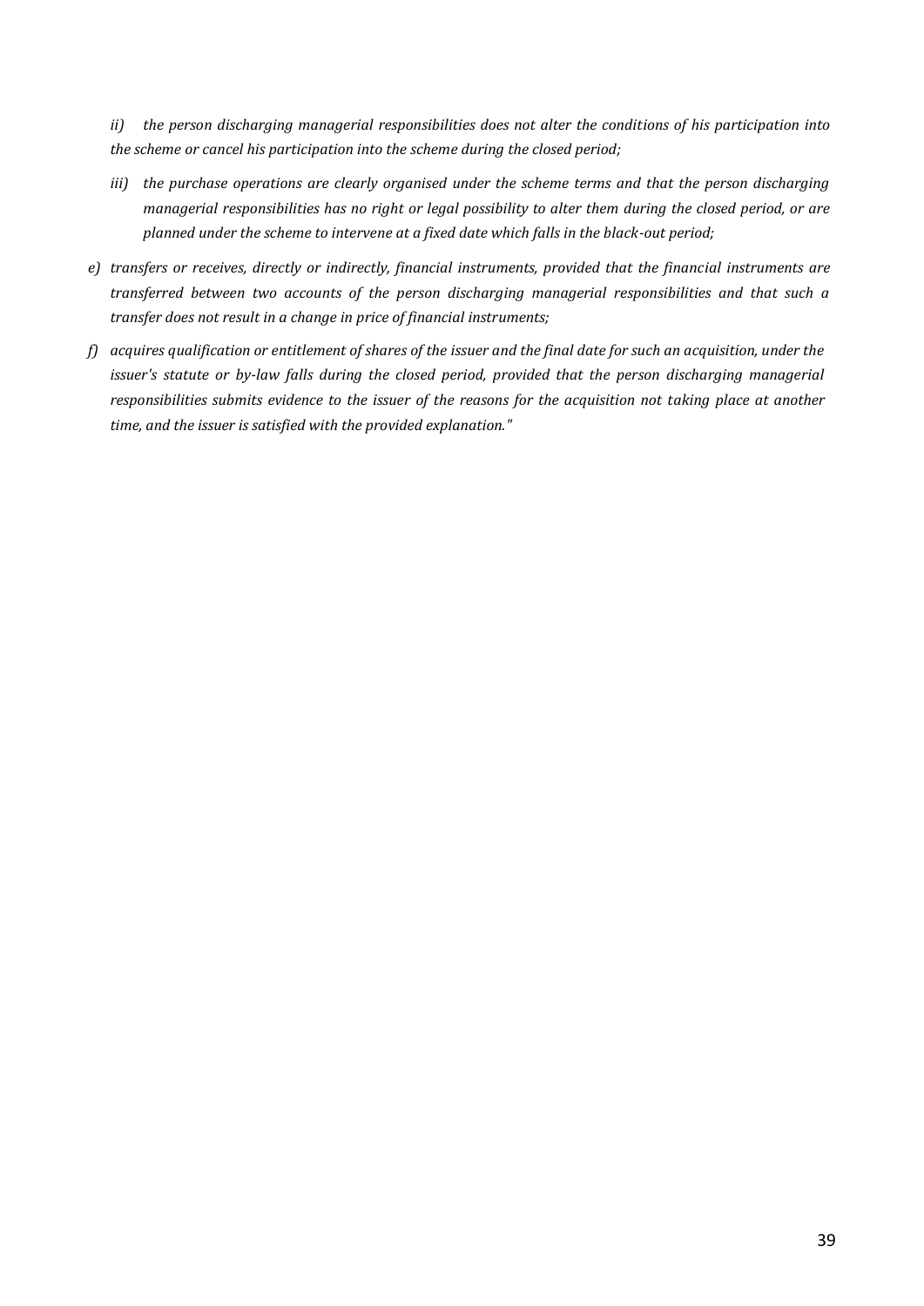*ii) the person discharging managerial responsibilities does not alter the conditions of his participation into the scheme or cancel his participation into the scheme during the closed period;*

*iii) the purchase operations are clearly organised under the scheme terms and that the person discharging managerial responsibilities has no right or legal possibility to alter them during the closed period, or are planned under the scheme to intervene at a fixed date which falls in the black-out period;*

*e) transfers or receives, directly or indirectly, financial instruments, provided that the financial instruments are transferred between two accounts of the person discharging managerial responsibilities and that such a transfer does not result in a change in price of financial instruments;*

*f) acquires qualification or entitlement of shares of the issuer and the final date for such an acquisition, under the issuer's statute or by-law falls during the closed period, provided that the person discharging managerial responsibilities submits evidence to the issuer of the reasons for the acquisition not taking place at another time, and the issuer is satisfied with the provided explanation."*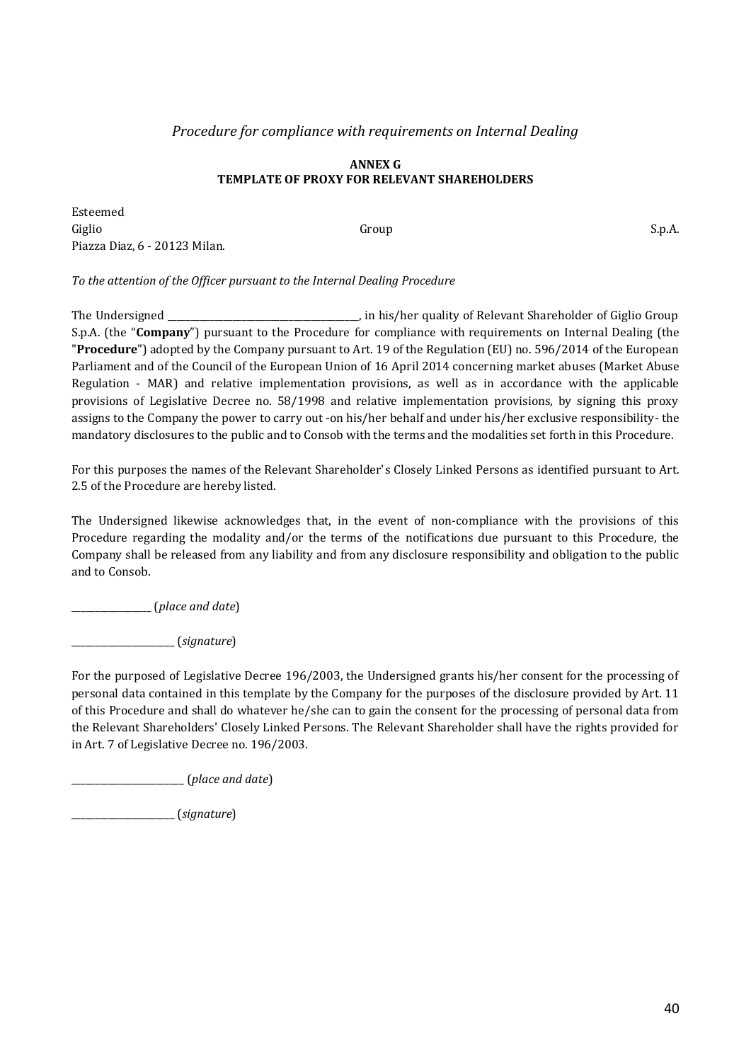*Procedure for compliance with requirements on Internal Dealing*

**ANNEX G**
**TEMPLATE OF PROXY FOR RELEVANT SHAREHOLDERS**

Esteemed
Giglio Group S.p.A.
Piazza Diaz, 6 - 20123 Milan.

*To the attention of the Officer pursuant to the Internal Dealing Procedure*

The Undersigned ________________________________________, in his/her quality of Relevant Shareholder of Giglio Group S.p.A. (the "**Company**") pursuant to the Procedure for compliance with requirements on Internal Dealing (the "**Procedure**") adopted by the Company pursuant to Art. 19 of the Regulation (EU) no. 596/2014 of the European Parliament and of the Council of the European Union of 16 April 2014 concerning market abuses (Market Abuse Regulation - MAR) and relative implementation provisions, as well as in accordance with the applicable provisions of Legislative Decree no. 58/1998 and relative implementation provisions, by signing this proxy assigns to the Company the power to carry out -on his/her behalf and under his/her exclusive responsibility- the mandatory disclosures to the public and to Consob with the terms and the modalities set forth in this Procedure.

For this purposes the names of the Relevant Shareholder's Closely Linked Persons as identified pursuant to Art. 2.5 of the Procedure are hereby listed.

The Undersigned likewise acknowledges that, in the event of non-compliance with the provisions of this Procedure regarding the modality and/or the terms of the notifications due pursuant to this Procedure, the Company shall be released from any liability and from any disclosure responsibility and obligation to the public and to Consob.

_________________ (*place and date*)

______________________ (*signature*)

For the purposed of Legislative Decree 196/2003, the Undersigned grants his/her consent for the processing of personal data contained in this template by the Company for the purposes of the disclosure provided by Art. 11 of this Procedure and shall do whatever he/she can to gain the consent for the processing of personal data from the Relevant Shareholders' Closely Linked Persons. The Relevant Shareholder shall have the rights provided for in Art. 7 of Legislative Decree no. 196/2003.

________________________ (*place and date*)

______________________ (*signature*)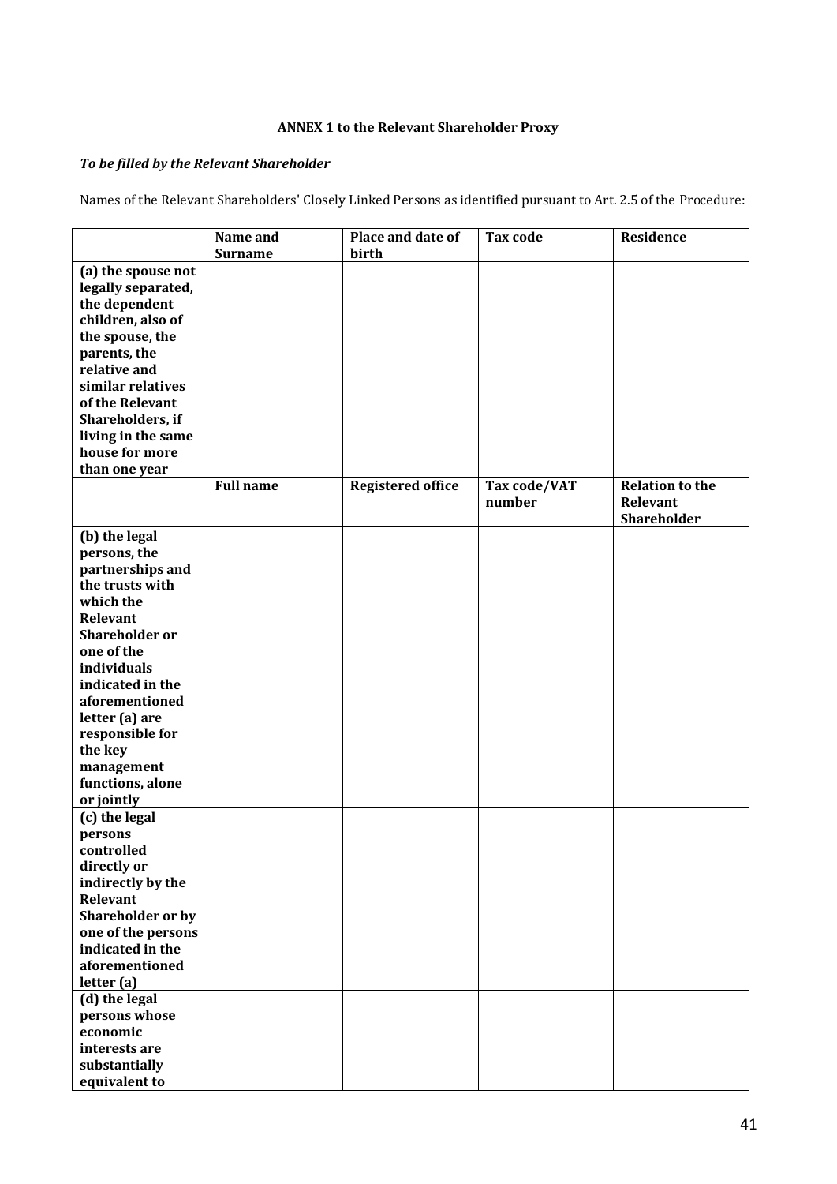**ANNEX 1 to the Relevant Shareholder Proxy**

***To be filled by the Relevant Shareholder***

Names of the Relevant Shareholders' Closely Linked Persons as identified pursuant to Art. 2.5 of the Procedure:

| | **Name and Surname** | **Place and date of birth** | **Tax code** | **Residence** |
|---|---|---|---|---|
| **(a) the spouse not legally separated, the dependent children, also of the spouse, the parents, the relative and similar relatives of the Relevant Shareholders, if living in the same house for more than one year** | | | | |
| | **Full name** | **Registered office** | **Tax code/VAT number** | **Relation to the Relevant Shareholder** |
| **(b) the legal persons, the partnerships and the trusts with which the Relevant Shareholder or one of the individuals indicated in the aforementioned letter (a) are responsible for the key management functions, alone or jointly** | | | | |
| **(c) the legal persons controlled directly or indirectly by the Relevant Shareholder or by one of the persons indicated in the aforementioned letter (a)** | | | | |
| **(d) the legal persons whose economic interests are substantially equivalent to** | | | | |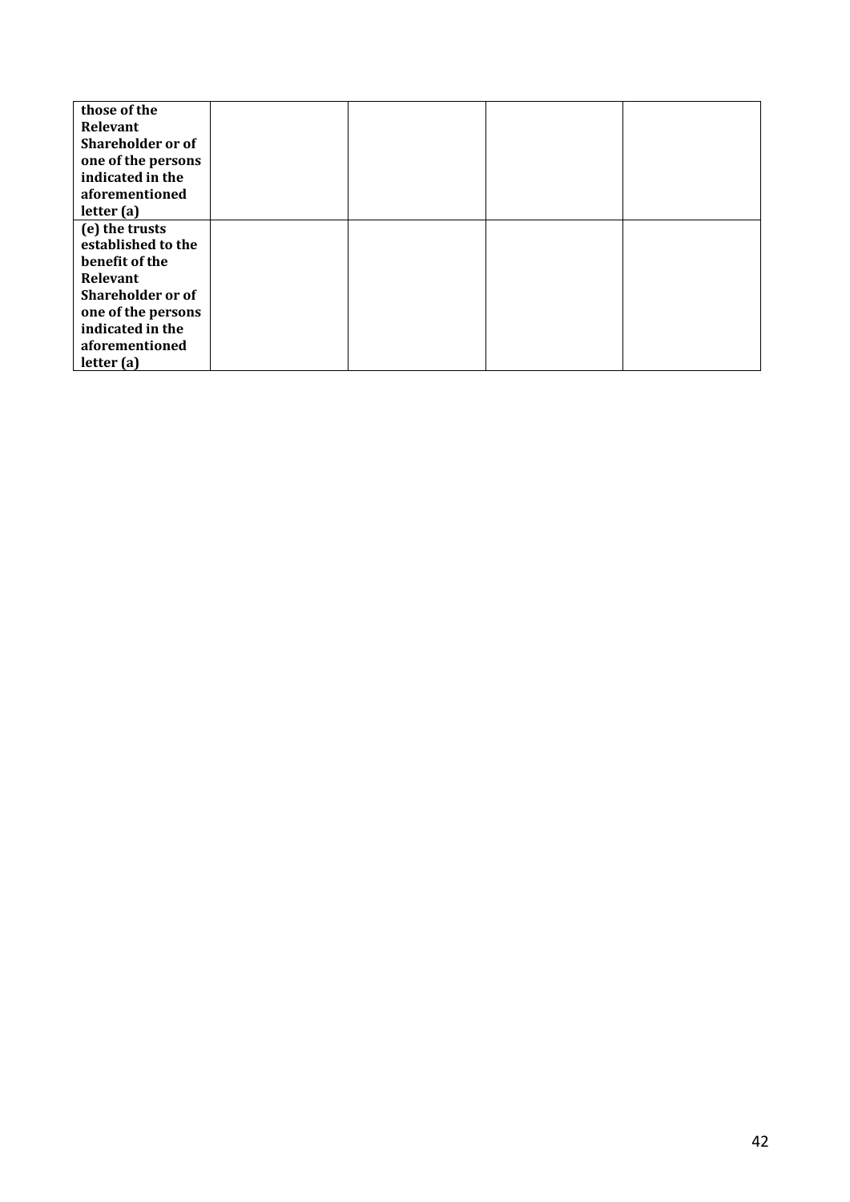| | | | | |
|---|---|---|---|---|
| **those of the Relevant Shareholder or of one of the persons indicated in the aforementioned letter (a)** | | | | |
| **(e) the trusts established to the benefit of the Relevant Shareholder or of one of the persons indicated in the aforementioned letter (a)** | | | | |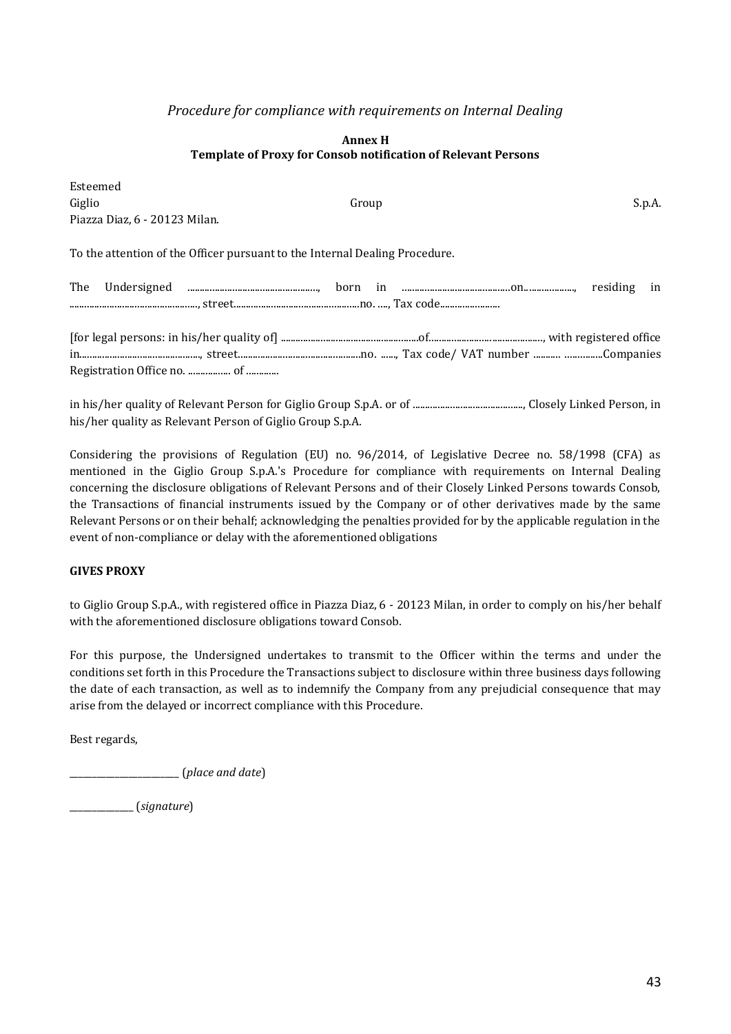*Procedure for compliance with requirements on Internal Dealing*

**Annex H**
**Template of Proxy for Consob notification of Relevant Persons**

Esteemed
Giglio Group S.p.A.
Piazza Diaz, 6 - 20123 Milan.

To the attention of the Officer pursuant to the Internal Dealing Procedure.

The Undersigned ..................................................., born in ..........................................on...................., residing in ................................................., street.................................................no. ...., Tax code.......................

[for legal persons: in his/her quality of] ......................................................of............................................, with registered office in..............................................., street................................................no. ......, Tax code/ VAT number ........... ...............Companies Registration Office no. ................. of .............

in his/her quality of Relevant Person for Giglio Group S.p.A. or of ..........................................., Closely Linked Person, in his/her quality as Relevant Person of Giglio Group S.p.A.

Considering the provisions of Regulation (EU) no. 96/2014, of Legislative Decree no. 58/1998 (CFA) as mentioned in the Giglio Group S.p.A.'s Procedure for compliance with requirements on Internal Dealing concerning the disclosure obligations of Relevant Persons and of their Closely Linked Persons towards Consob, the Transactions of financial instruments issued by the Company or of other derivatives made by the same Relevant Persons or on their behalf; acknowledging the penalties provided for by the applicable regulation in the event of non-compliance or delay with the aforementioned obligations

**GIVES PROXY**

to Giglio Group S.p.A., with registered office in Piazza Diaz, 6 - 20123 Milan, in order to comply on his/her behalf with the aforementioned disclosure obligations toward Consob.

For this purpose, the Undersigned undertakes to transmit to the Officer within the terms and under the conditions set forth in this Procedure the Transactions subject to disclosure within three business days following the date of each transaction, as well as to indemnify the Company from any prejudicial consequence that may arise from the delayed or incorrect compliance with this Procedure.

Best regards,

_________________________ (*place and date*)

_______________ (*signature*)